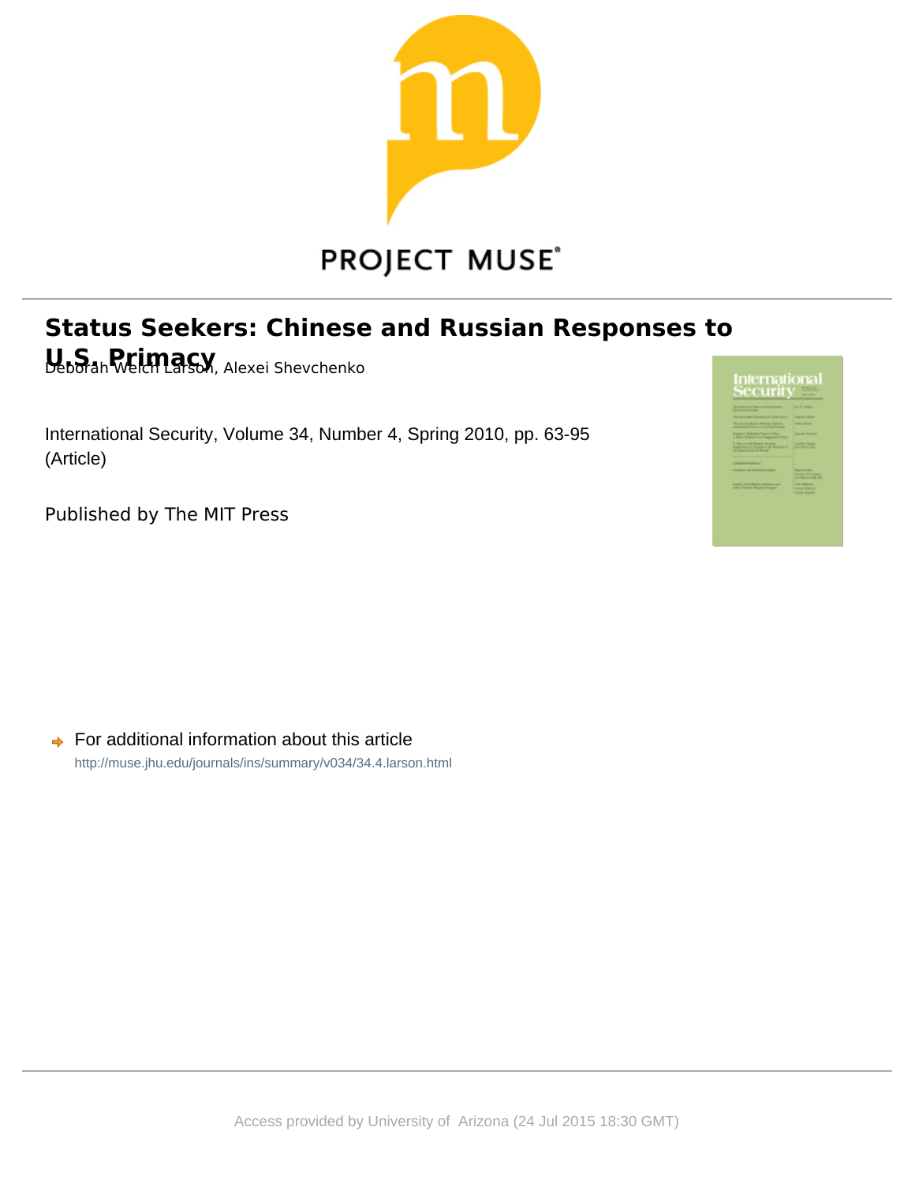PROJECT MUSE

# Status Seekers: Chinese and Russian Responses to U.S. Primacy

Deborah Welch Larson, Alexei Shevchenko

International Security, Volume 34, Number 4, Spring 2010, pp. 63-95 (Article)

Published by The MIT Press

For additional information about this article

http://muse.jhu.edu/journals/ins/summary/v034/34.4.larson.html

Access provided by University of Arizona (24 Jul 2015 18:30 GMT)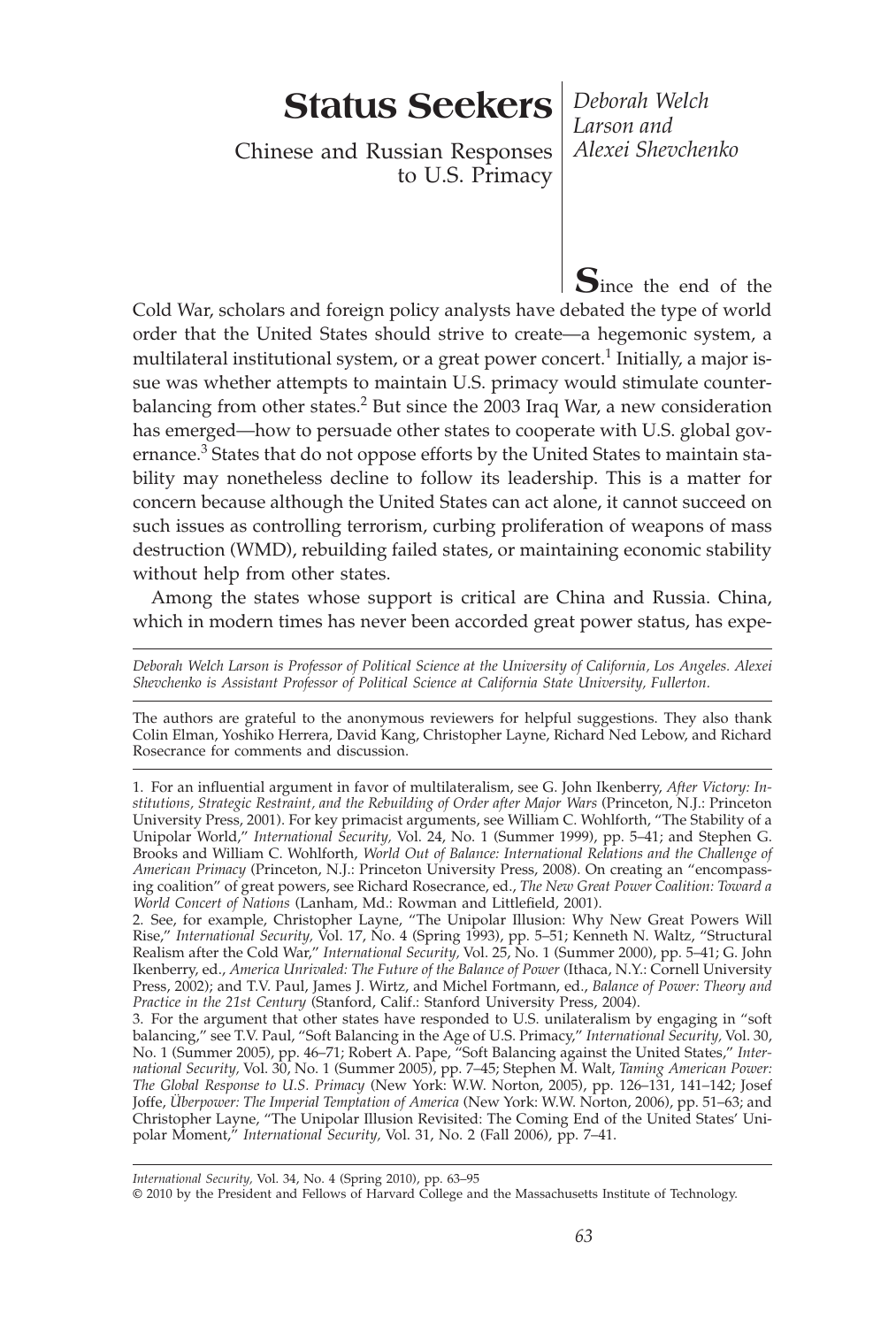# Status Seekers

Chinese and Russian Responses to U.S. Primacy

*Deborah Welch Larson and Alexei Shevchenko*

**S**ince the end of the Cold War, scholars and foreign policy analysts have debated the type of world order that the United States should strive to create—a hegemonic system, a multilateral institutional system, or a great power concert.[1] Initially, a major issue was whether attempts to maintain U.S. primacy would stimulate counterbalancing from other states.[2] But since the 2003 Iraq War, a new consideration has emerged—how to persuade other states to cooperate with U.S. global governance.[3] States that do not oppose efforts by the United States to maintain stability may nonetheless decline to follow its leadership. This is a matter for concern because although the United States can act alone, it cannot succeed on such issues as controlling terrorism, curbing proliferation of weapons of mass destruction (WMD), rebuilding failed states, or maintaining economic stability without help from other states.

Among the states whose support is critical are China and Russia. China, which in modern times has never been accorded great power status, has expe-

*Deborah Welch Larson is Professor of Political Science at the University of California, Los Angeles. Alexei Shevchenko is Assistant Professor of Political Science at California State University, Fullerton.*

The authors are grateful to the anonymous reviewers for helpful suggestions. They also thank Colin Elman, Yoshiko Herrera, David Kang, Christopher Layne, Richard Ned Lebow, and Richard Rosecrance for comments and discussion.

1. For an influential argument in favor of multilateralism, see G. John Ikenberry, *After Victory: Institutions, Strategic Restraint, and the Rebuilding of Order after Major Wars* (Princeton, N.J.: Princeton University Press, 2001). For key primacist arguments, see William C. Wohlforth, "The Stability of a Unipolar World," *International Security,* Vol. 24, No. 1 (Summer 1999), pp. 5–41; and Stephen G. Brooks and William C. Wohlforth, *World Out of Balance: International Relations and the Challenge of American Primacy* (Princeton, N.J.: Princeton University Press, 2008). On creating an "encompassing coalition" of great powers, see Richard Rosecrance, ed., *The New Great Power Coalition: Toward a World Concert of Nations* (Lanham, Md.: Rowman and Littlefield, 2001).

2. See, for example, Christopher Layne, "The Unipolar Illusion: Why New Great Powers Will Rise," *International Security,* Vol. 17, No. 4 (Spring 1993), pp. 5–51; Kenneth N. Waltz, "Structural Realism after the Cold War," *International Security,* Vol. 25, No. 1 (Summer 2000), pp. 5–41; G. John Ikenberry, ed., *America Unrivaled: The Future of the Balance of Power* (Ithaca, N.Y.: Cornell University Press, 2002); and T.V. Paul, James J. Wirtz, and Michel Fortmann, ed., *Balance of Power: Theory and Practice in the 21st Century* (Stanford, Calif.: Stanford University Press, 2004).

3. For the argument that other states have responded to U.S. unilateralism by engaging in "soft balancing," see T.V. Paul, "Soft Balancing in the Age of U.S. Primacy," *International Security,* Vol. 30, No. 1 (Summer 2005), pp. 46–71; Robert A. Pape, "Soft Balancing against the United States," *International Security,* Vol. 30, No. 1 (Summer 2005), pp. 7–45; Stephen M. Walt, *Taming American Power: The Global Response to U.S. Primacy* (New York: W.W. Norton, 2005), pp. 126–131, 141–142; Josef Joffe, *Überpower: The Imperial Temptation of America* (New York: W.W. Norton, 2006), pp. 51–63; and Christopher Layne, "The Unipolar Illusion Revisited: The Coming End of the United States' Unipolar Moment," *International Security,* Vol. 31, No. 2 (Fall 2006), pp. 7–41.

© 2010 by the President and Fellows of Harvard College and the Massachusetts Institute of Technology.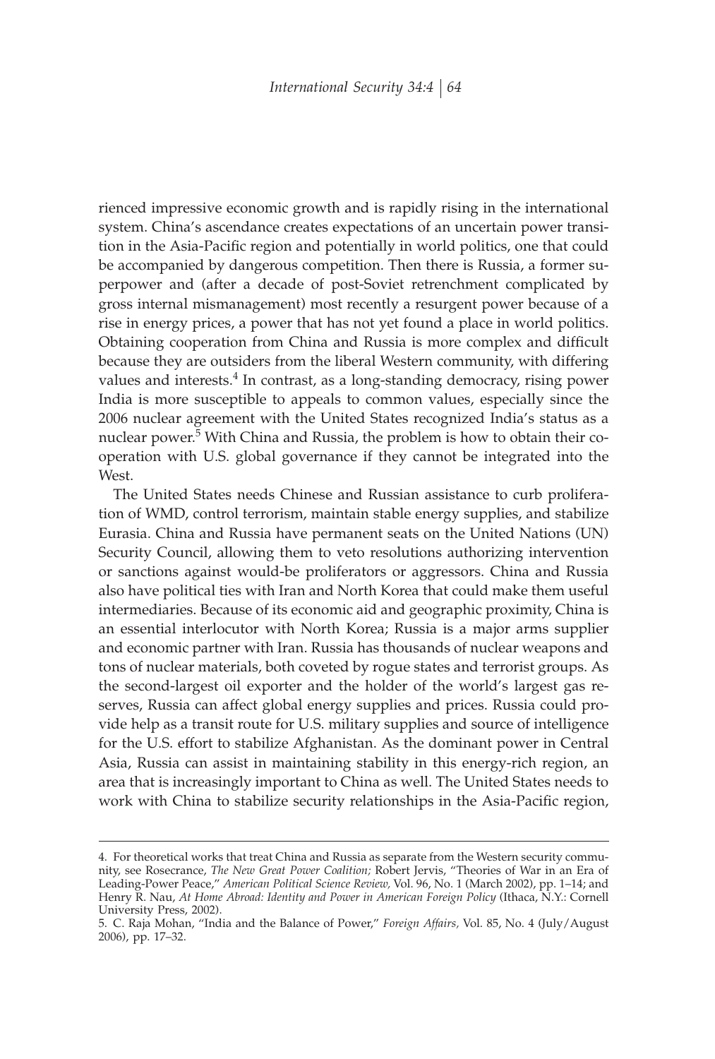rienced impressive economic growth and is rapidly rising in the international system. China's ascendance creates expectations of an uncertain power transition in the Asia-Pacific region and potentially in world politics, one that could be accompanied by dangerous competition. Then there is Russia, a former superpower and (after a decade of post-Soviet retrenchment complicated by gross internal mismanagement) most recently a resurgent power because of a rise in energy prices, a power that has not yet found a place in world politics. Obtaining cooperation from China and Russia is more complex and difficult because they are outsiders from the liberal Western community, with differing values and interests.[4] In contrast, as a long-standing democracy, rising power India is more susceptible to appeals to common values, especially since the 2006 nuclear agreement with the United States recognized India's status as a nuclear power.[5] With China and Russia, the problem is how to obtain their cooperation with U.S. global governance if they cannot be integrated into the West.

The United States needs Chinese and Russian assistance to curb proliferation of WMD, control terrorism, maintain stable energy supplies, and stabilize Eurasia. China and Russia have permanent seats on the United Nations (UN) Security Council, allowing them to veto resolutions authorizing intervention or sanctions against would-be proliferators or aggressors. China and Russia also have political ties with Iran and North Korea that could make them useful intermediaries. Because of its economic aid and geographic proximity, China is an essential interlocutor with North Korea; Russia is a major arms supplier and economic partner with Iran. Russia has thousands of nuclear weapons and tons of nuclear materials, both coveted by rogue states and terrorist groups. As the second-largest oil exporter and the holder of the world's largest gas reserves, Russia can affect global energy supplies and prices. Russia could provide help as a transit route for U.S. military supplies and source of intelligence for the U.S. effort to stabilize Afghanistan. As the dominant power in Central Asia, Russia can assist in maintaining stability in this energy-rich region, an area that is increasingly important to China as well. The United States needs to work with China to stabilize security relationships in the Asia-Pacific region,

4. For theoretical works that treat China and Russia as separate from the Western security community, see Rosecrance, *The New Great Power Coalition;* Robert Jervis, "Theories of War in an Era of Leading-Power Peace," *American Political Science Review,* Vol. 96, No. 1 (March 2002), pp. 1–14; and Henry R. Nau, *At Home Abroad: Identity and Power in American Foreign Policy* (Ithaca, N.Y.: Cornell University Press, 2002).

5. C. Raja Mohan, "India and the Balance of Power," *Foreign Affairs,* Vol. 85, No. 4 (July/August 2006), pp. 17–32.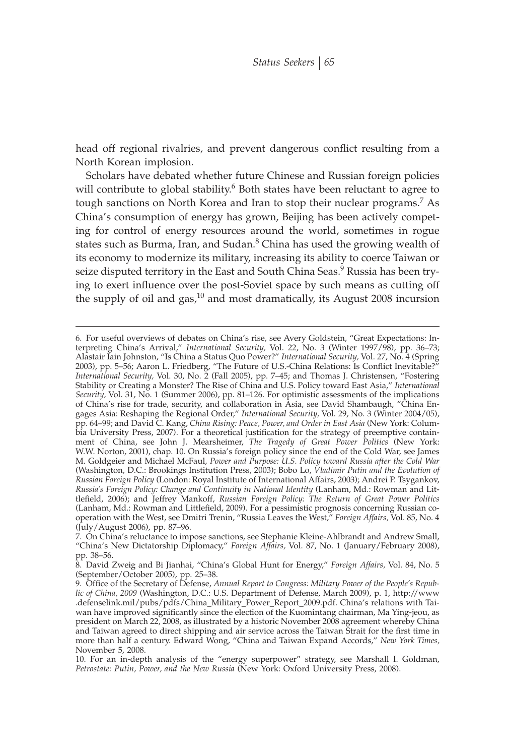head off regional rivalries, and prevent dangerous conflict resulting from a North Korean implosion.

Scholars have debated whether future Chinese and Russian foreign policies will contribute to global stability.[6] Both states have been reluctant to agree to tough sanctions on North Korea and Iran to stop their nuclear programs.[7] As China's consumption of energy has grown, Beijing has been actively competing for control of energy resources around the world, sometimes in rogue states such as Burma, Iran, and Sudan.[8] China has used the growing wealth of its economy to modernize its military, increasing its ability to coerce Taiwan or seize disputed territory in the East and South China Seas.[9] Russia has been trying to exert influence over the post-Soviet space by such means as cutting off the supply of oil and gas,[10] and most dramatically, its August 2008 incursion

---

6. For useful overviews of debates on China's rise, see Avery Goldstein, "Great Expectations: Interpreting China's Arrival," *International Security,* Vol. 22, No. 3 (Winter 1997/98), pp. 36–73; Alastair Iain Johnston, "Is China a Status Quo Power?" *International Security,* Vol. 27, No. 4 (Spring 2003), pp. 5–56; Aaron L. Friedberg, "The Future of U.S.-China Relations: Is Conflict Inevitable?" *International Security,* Vol. 30, No. 2 (Fall 2005), pp. 7–45; and Thomas J. Christensen, "Fostering Stability or Creating a Monster? The Rise of China and U.S. Policy toward East Asia," *International Security,* Vol. 31, No. 1 (Summer 2006), pp. 81–126. For optimistic assessments of the implications of China's rise for trade, security, and collaboration in Asia, see David Shambaugh, "China Engages Asia: Reshaping the Regional Order," *International Security,* Vol. 29, No. 3 (Winter 2004/05), pp. 64–99; and David C. Kang, *China Rising: Peace, Power, and Order in East Asia* (New York: Columbia University Press, 2007). For a theoretical justification for the strategy of preemptive containment of China, see John J. Mearsheimer, *The Tragedy of Great Power Politics* (New York: W.W. Norton, 2001), chap. 10. On Russia's foreign policy since the end of the Cold War, see James M. Goldgeier and Michael McFaul, *Power and Purpose: U.S. Policy toward Russia after the Cold War* (Washington, D.C.: Brookings Institution Press, 2003); Bobo Lo, *Vladimir Putin and the Evolution of Russian Foreign Policy* (London: Royal Institute of International Affairs, 2003); Andrei P. Tsygankov, *Russia's Foreign Policy: Change and Continuity in National Identity* (Lanham, Md.: Rowman and Littlefield, 2006); and Jeffrey Mankoff, *Russian Foreign Policy: The Return of Great Power Politics* (Lanham, Md.: Rowman and Littlefield, 2009). For a pessimistic prognosis concerning Russian cooperation with the West, see Dmitri Trenin, "Russia Leaves the West," *Foreign Affairs,* Vol. 85, No. 4 (July/August 2006), pp. 87–96.

7. On China's reluctance to impose sanctions, see Stephanie Kleine-Ahlbrandt and Andrew Small, "China's New Dictatorship Diplomacy," *Foreign Affairs,* Vol. 87, No. 1 (January/February 2008), pp. 38–56.

8. David Zweig and Bi Jianhai, "China's Global Hunt for Energy," *Foreign Affairs,* Vol. 84, No. 5 (September/October 2005), pp. 25–38.

9. Office of the Secretary of Defense, *Annual Report to Congress: Military Power of the People's Republic of China, 2009* (Washington, D.C.: U.S. Department of Defense, March 2009), p. 1, http://www.defenselink.mil/pubs/pdfs/China_Military_Power_Report_2009.pdf. China's relations with Taiwan have improved significantly since the election of the Kuomintang chairman, Ma Ying-jeou, as president on March 22, 2008, as illustrated by a historic November 2008 agreement whereby China and Taiwan agreed to direct shipping and air service across the Taiwan Strait for the first time in more than half a century. Edward Wong, "China and Taiwan Expand Accords," *New York Times,* November 5, 2008.

10. For an in-depth analysis of the "energy superpower" strategy, see Marshall I. Goldman, *Petrostate: Putin, Power, and the New Russia* (New York: Oxford University Press, 2008).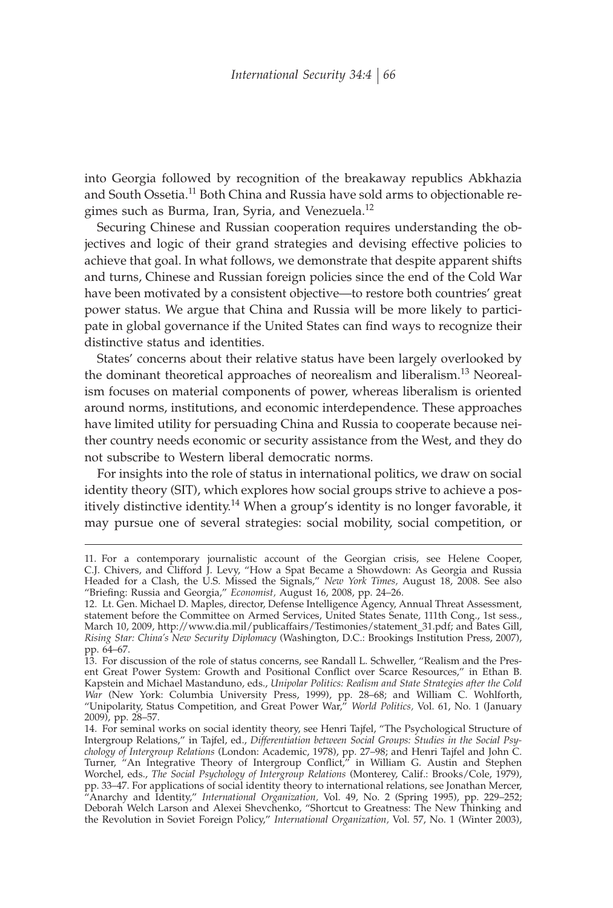into Georgia followed by recognition of the breakaway republics Abkhazia and South Ossetia.[11] Both China and Russia have sold arms to objectionable regimes such as Burma, Iran, Syria, and Venezuela.[12]

Securing Chinese and Russian cooperation requires understanding the objectives and logic of their grand strategies and devising effective policies to achieve that goal. In what follows, we demonstrate that despite apparent shifts and turns, Chinese and Russian foreign policies since the end of the Cold War have been motivated by a consistent objective—to restore both countries' great power status. We argue that China and Russia will be more likely to participate in global governance if the United States can find ways to recognize their distinctive status and identities.

States' concerns about their relative status have been largely overlooked by the dominant theoretical approaches of neorealism and liberalism.[13] Neorealism focuses on material components of power, whereas liberalism is oriented around norms, institutions, and economic interdependence. These approaches have limited utility for persuading China and Russia to cooperate because neither country needs economic or security assistance from the West, and they do not subscribe to Western liberal democratic norms.

For insights into the role of status in international politics, we draw on social identity theory (SIT), which explores how social groups strive to achieve a positively distinctive identity.[14] When a group's identity is no longer favorable, it may pursue one of several strategies: social mobility, social competition, or

---

11. For a contemporary journalistic account of the Georgian crisis, see Helene Cooper, C.J. Chivers, and Clifford J. Levy, "How a Spat Became a Showdown: As Georgia and Russia Headed for a Clash, the U.S. Missed the Signals," *New York Times,* August 18, 2008. See also "Briefing: Russia and Georgia," *Economist,* August 16, 2008, pp. 24–26.

12. Lt. Gen. Michael D. Maples, director, Defense Intelligence Agency, Annual Threat Assessment, statement before the Committee on Armed Services, United States Senate, 111th Cong., 1st sess., March 10, 2009, http://www.dia.mil/publicaffairs/Testimonies/statement_31.pdf; and Bates Gill, *Rising Star: China's New Security Diplomacy* (Washington, D.C.: Brookings Institution Press, 2007), pp. 64–67.

13. For discussion of the role of status concerns, see Randall L. Schweller, "Realism and the Present Great Power System: Growth and Positional Conflict over Scarce Resources," in Ethan B. Kapstein and Michael Mastanduno, eds., *Unipolar Politics: Realism and State Strategies after the Cold War* (New York: Columbia University Press, 1999), pp. 28–68; and William C. Wohlforth, "Unipolarity, Status Competition, and Great Power War," *World Politics,* Vol. 61, No. 1 (January 2009), pp. 28–57.

14. For seminal works on social identity theory, see Henri Tajfel, "The Psychological Structure of Intergroup Relations," in Tajfel, ed., *Differentiation between Social Groups: Studies in the Social Psychology of Intergroup Relations* (London: Academic, 1978), pp. 27–98; and Henri Tajfel and John C. Turner, "An Integrative Theory of Intergroup Conflict," in William G. Austin and Stephen Worchel, eds., *The Social Psychology of Intergroup Relations* (Monterey, Calif.: Brooks/Cole, 1979), pp. 33–47. For applications of social identity theory to international relations, see Jonathan Mercer, "Anarchy and Identity," *International Organization,* Vol. 49, No. 2 (Spring 1995), pp. 229–252; Deborah Welch Larson and Alexei Shevchenko, "Shortcut to Greatness: The New Thinking and the Revolution in Soviet Foreign Policy," *International Organization,* Vol. 57, No. 1 (Winter 2003),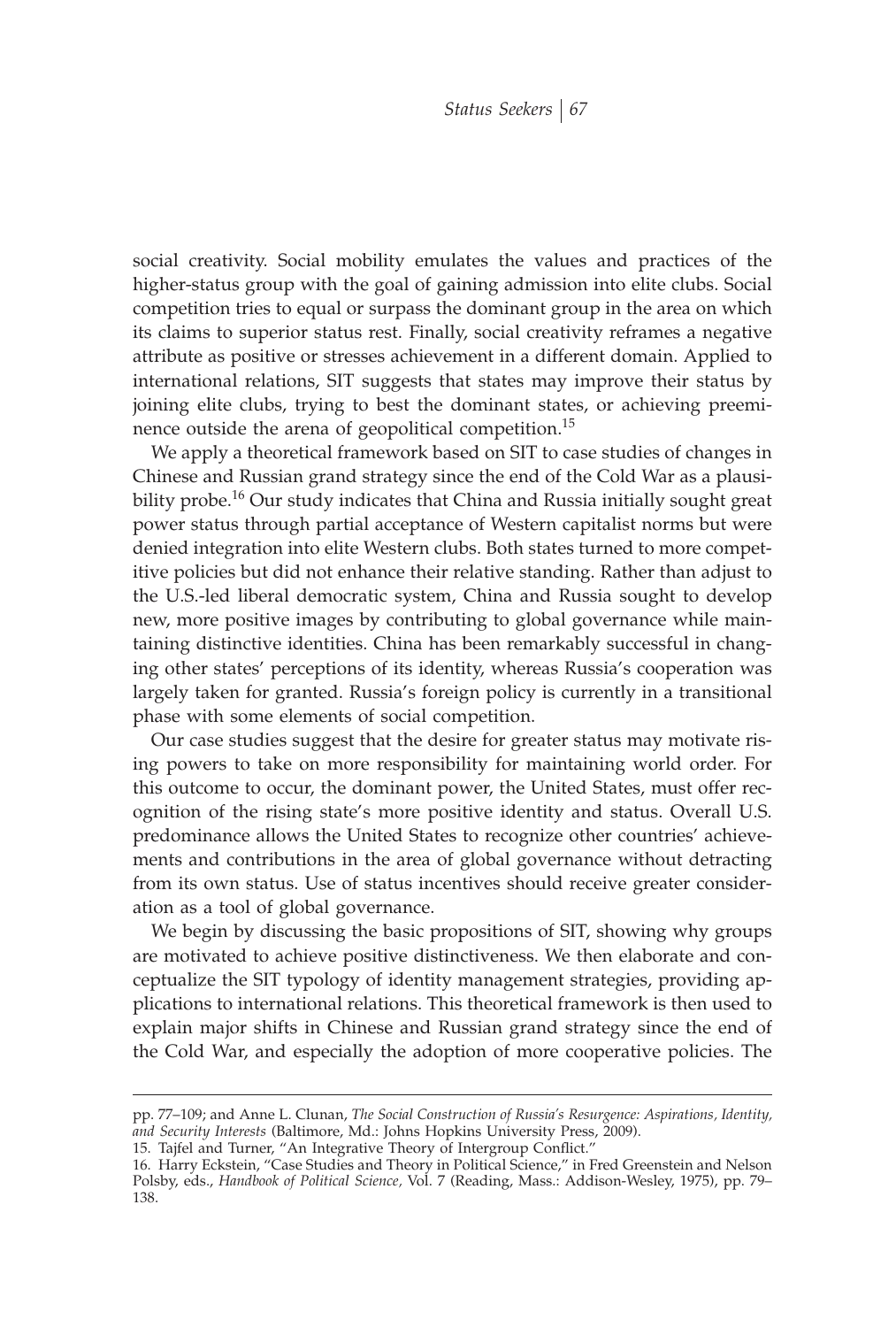social creativity. Social mobility emulates the values and practices of the higher-status group with the goal of gaining admission into elite clubs. Social competition tries to equal or surpass the dominant group in the area on which its claims to superior status rest. Finally, social creativity reframes a negative attribute as positive or stresses achievement in a different domain. Applied to international relations, SIT suggests that states may improve their status by joining elite clubs, trying to best the dominant states, or achieving preeminence outside the arena of geopolitical competition.[15]

We apply a theoretical framework based on SIT to case studies of changes in Chinese and Russian grand strategy since the end of the Cold War as a plausibility probe.[16] Our study indicates that China and Russia initially sought great power status through partial acceptance of Western capitalist norms but were denied integration into elite Western clubs. Both states turned to more competitive policies but did not enhance their relative standing. Rather than adjust to the U.S.-led liberal democratic system, China and Russia sought to develop new, more positive images by contributing to global governance while maintaining distinctive identities. China has been remarkably successful in changing other states' perceptions of its identity, whereas Russia's cooperation was largely taken for granted. Russia's foreign policy is currently in a transitional phase with some elements of social competition.

Our case studies suggest that the desire for greater status may motivate rising powers to take on more responsibility for maintaining world order. For this outcome to occur, the dominant power, the United States, must offer recognition of the rising state's more positive identity and status. Overall U.S. predominance allows the United States to recognize other countries' achievements and contributions in the area of global governance without detracting from its own status. Use of status incentives should receive greater consideration as a tool of global governance.

We begin by discussing the basic propositions of SIT, showing why groups are motivated to achieve positive distinctiveness. We then elaborate and conceptualize the SIT typology of identity management strategies, providing applications to international relations. This theoretical framework is then used to explain major shifts in Chinese and Russian grand strategy since the end of the Cold War, and especially the adoption of more cooperative policies. The

---

pp. 77–109; and Anne L. Clunan, *The Social Construction of Russia's Resurgence: Aspirations, Identity, and Security Interests* (Baltimore, Md.: Johns Hopkins University Press, 2009).

15. Tajfel and Turner, "An Integrative Theory of Intergroup Conflict."

16. Harry Eckstein, "Case Studies and Theory in Political Science," in Fred Greenstein and Nelson Polsby, eds., *Handbook of Political Science,* Vol. 7 (Reading, Mass.: Addison-Wesley, 1975), pp. 79–138.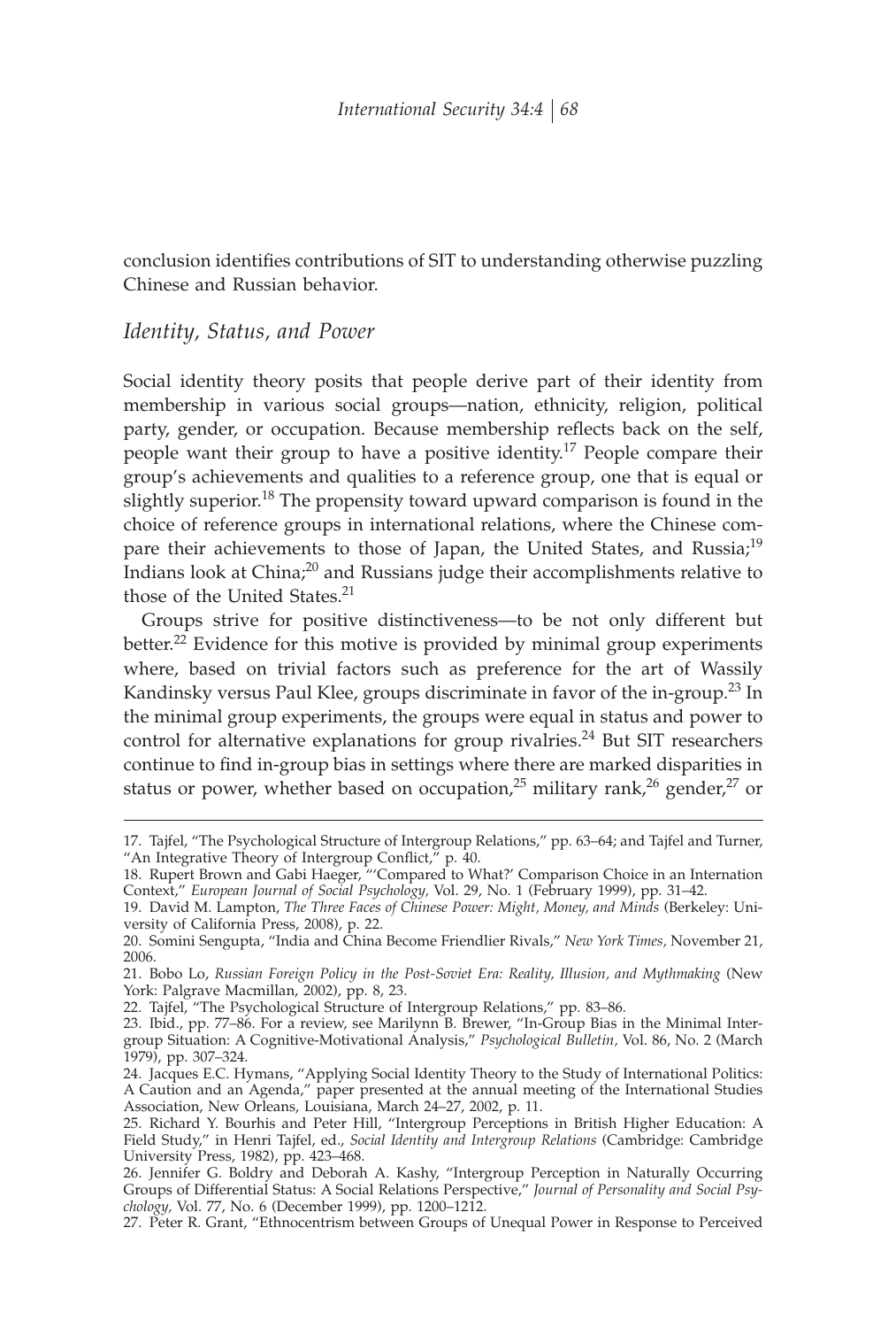conclusion identifies contributions of SIT to understanding otherwise puzzling Chinese and Russian behavior.

## *Identity, Status, and Power*

Social identity theory posits that people derive part of their identity from membership in various social groups—nation, ethnicity, religion, political party, gender, or occupation. Because membership reflects back on the self, people want their group to have a positive identity.[17] People compare their group's achievements and qualities to a reference group, one that is equal or slightly superior.[18] The propensity toward upward comparison is found in the choice of reference groups in international relations, where the Chinese compare their achievements to those of Japan, the United States, and Russia;[19] Indians look at China;[20] and Russians judge their accomplishments relative to those of the United States.[21]

Groups strive for positive distinctiveness—to be not only different but better.[22] Evidence for this motive is provided by minimal group experiments where, based on trivial factors such as preference for the art of Wassily Kandinsky versus Paul Klee, groups discriminate in favor of the in-group.[23] In the minimal group experiments, the groups were equal in status and power to control for alternative explanations for group rivalries.[24] But SIT researchers continue to find in-group bias in settings where there are marked disparities in status or power, whether based on occupation,[25] military rank,[26] gender,[27] or

17. Tajfel, "The Psychological Structure of Intergroup Relations," pp. 63–64; and Tajfel and Turner, "An Integrative Theory of Intergroup Conflict," p. 40.

18. Rupert Brown and Gabi Haeger, "'Compared to What?' Comparison Choice in an Internation Context," *European Journal of Social Psychology,* Vol. 29, No. 1 (February 1999), pp. 31–42.

19. David M. Lampton, *The Three Faces of Chinese Power: Might, Money, and Minds* (Berkeley: University of California Press, 2008), p. 22.

20. Somini Sengupta, "India and China Become Friendlier Rivals," *New York Times,* November 21, 2006.

21. Bobo Lo, *Russian Foreign Policy in the Post-Soviet Era: Reality, Illusion, and Mythmaking* (New York: Palgrave Macmillan, 2002), pp. 8, 23.

22. Tajfel, "The Psychological Structure of Intergroup Relations," pp. 83–86.

23. Ibid., pp. 77–86. For a review, see Marilynn B. Brewer, "In-Group Bias in the Minimal Intergroup Situation: A Cognitive-Motivational Analysis," *Psychological Bulletin,* Vol. 86, No. 2 (March 1979), pp. 307–324.

24. Jacques E.C. Hymans, "Applying Social Identity Theory to the Study of International Politics: A Caution and an Agenda," paper presented at the annual meeting of the International Studies Association, New Orleans, Louisiana, March 24–27, 2002, p. 11.

25. Richard Y. Bourhis and Peter Hill, "Intergroup Perceptions in British Higher Education: A Field Study," in Henri Tajfel, ed., *Social Identity and Intergroup Relations* (Cambridge: Cambridge University Press, 1982), pp. 423–468.

26. Jennifer G. Boldry and Deborah A. Kashy, "Intergroup Perception in Naturally Occurring Groups of Differential Status: A Social Relations Perspective," *Journal of Personality and Social Psychology,* Vol. 77, No. 6 (December 1999), pp. 1200–1212.

27. Peter R. Grant, "Ethnocentrism between Groups of Unequal Power in Response to Perceived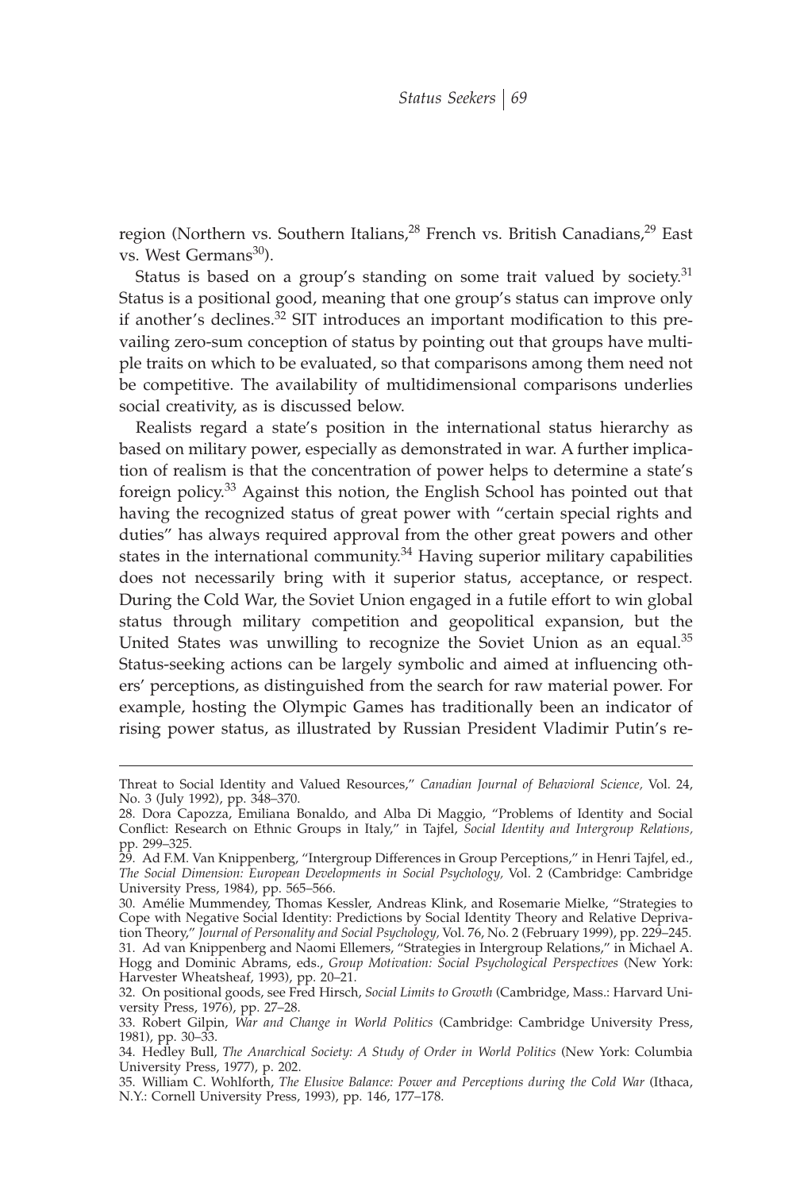region (Northern vs. Southern Italians,[28] French vs. British Canadians,[29] East vs. West Germans[30]).

Status is based on a group's standing on some trait valued by society.[31] Status is a positional good, meaning that one group's status can improve only if another's declines.[32] SIT introduces an important modification to this prevailing zero-sum conception of status by pointing out that groups have multiple traits on which to be evaluated, so that comparisons among them need not be competitive. The availability of multidimensional comparisons underlies social creativity, as is discussed below.

Realists regard a state's position in the international status hierarchy as based on military power, especially as demonstrated in war. A further implication of realism is that the concentration of power helps to determine a state's foreign policy.[33] Against this notion, the English School has pointed out that having the recognized status of great power with "certain special rights and duties" has always required approval from the other great powers and other states in the international community.[34] Having superior military capabilities does not necessarily bring with it superior status, acceptance, or respect. During the Cold War, the Soviet Union engaged in a futile effort to win global status through military competition and geopolitical expansion, but the United States was unwilling to recognize the Soviet Union as an equal.[35] Status-seeking actions can be largely symbolic and aimed at influencing others' perceptions, as distinguished from the search for raw material power. For example, hosting the Olympic Games has traditionally been an indicator of rising power status, as illustrated by Russian President Vladimir Putin's re-

---

Threat to Social Identity and Valued Resources," *Canadian Journal of Behavioral Science,* Vol. 24, No. 3 (July 1992), pp. 348–370.

28. Dora Capozza, Emiliana Bonaldo, and Alba Di Maggio, "Problems of Identity and Social Conflict: Research on Ethnic Groups in Italy," in Tajfel, *Social Identity and Intergroup Relations,* pp. 299–325.

29. Ad F.M. Van Knippenberg, "Intergroup Differences in Group Perceptions," in Henri Tajfel, ed., *The Social Dimension: European Developments in Social Psychology,* Vol. 2 (Cambridge: Cambridge University Press, 1984), pp. 565–566.

30. Amélie Mummendey, Thomas Kessler, Andreas Klink, and Rosemarie Mielke, "Strategies to Cope with Negative Social Identity: Predictions by Social Identity Theory and Relative Deprivation Theory," *Journal of Personality and Social Psychology,* Vol. 76, No. 2 (February 1999), pp. 229–245.

31. Ad van Knippenberg and Naomi Ellemers, "Strategies in Intergroup Relations," in Michael A. Hogg and Dominic Abrams, eds., *Group Motivation: Social Psychological Perspectives* (New York: Harvester Wheatsheaf, 1993), pp. 20–21.

32. On positional goods, see Fred Hirsch, *Social Limits to Growth* (Cambridge, Mass.: Harvard University Press, 1976), pp. 27–28.

33. Robert Gilpin, *War and Change in World Politics* (Cambridge: Cambridge University Press, 1981), pp. 30–33.

34. Hedley Bull, *The Anarchical Society: A Study of Order in World Politics* (New York: Columbia University Press, 1977), p. 202.

35. William C. Wohlforth, *The Elusive Balance: Power and Perceptions during the Cold War* (Ithaca, N.Y.: Cornell University Press, 1993), pp. 146, 177–178.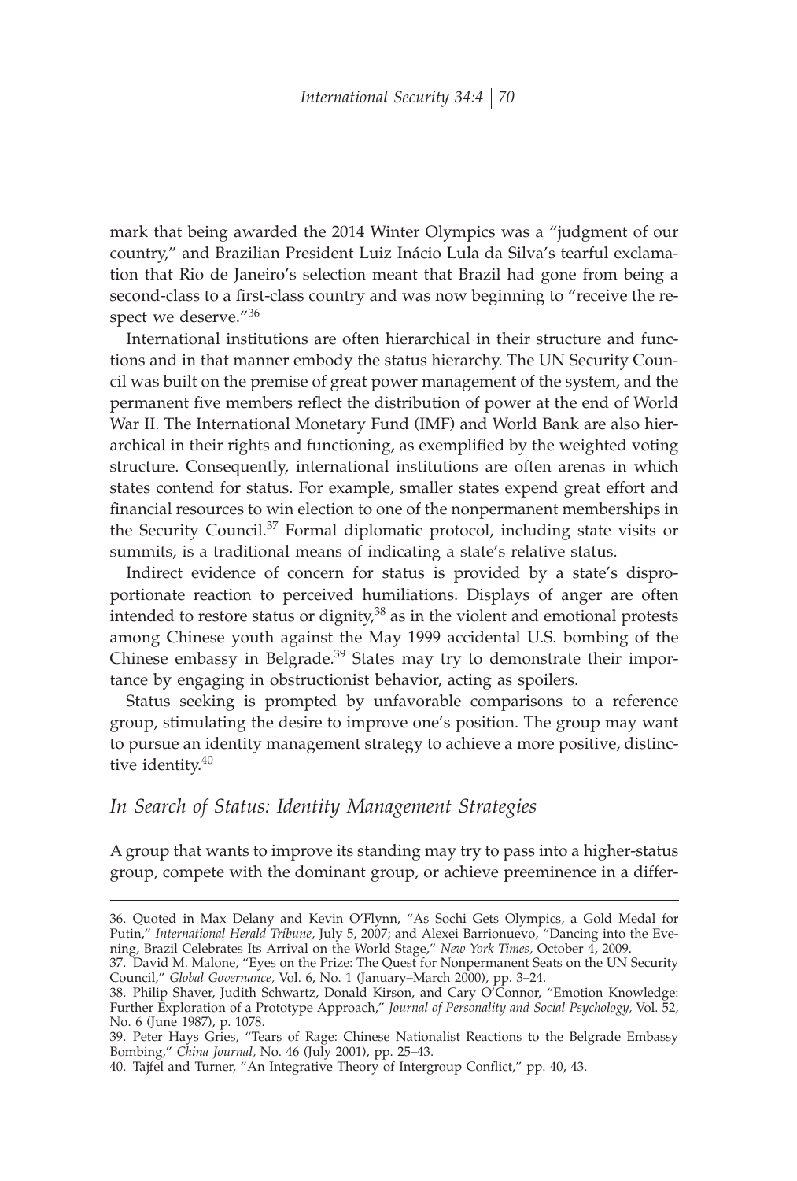mark that being awarded the 2014 Winter Olympics was a "judgment of our country," and Brazilian President Luiz Inácio Lula da Silva's tearful exclamation that Rio de Janeiro's selection meant that Brazil had gone from being a second-class to a first-class country and was now beginning to "receive the respect we deserve."[36]

International institutions are often hierarchical in their structure and functions and in that manner embody the status hierarchy. The UN Security Council was built on the premise of great power management of the system, and the permanent five members reflect the distribution of power at the end of World War II. The International Monetary Fund (IMF) and World Bank are also hierarchical in their rights and functioning, as exemplified by the weighted voting structure. Consequently, international institutions are often arenas in which states contend for status. For example, smaller states expend great effort and financial resources to win election to one of the nonpermanent memberships in the Security Council.[37] Formal diplomatic protocol, including state visits or summits, is a traditional means of indicating a state's relative status.

Indirect evidence of concern for status is provided by a state's disproportionate reaction to perceived humiliations. Displays of anger are often intended to restore status or dignity,[38] as in the violent and emotional protests among Chinese youth against the May 1999 accidental U.S. bombing of the Chinese embassy in Belgrade.[39] States may try to demonstrate their importance by engaging in obstructionist behavior, acting as spoilers.

Status seeking is prompted by unfavorable comparisons to a reference group, stimulating the desire to improve one's position. The group may want to pursue an identity management strategy to achieve a more positive, distinctive identity.[40]

## *In Search of Status: Identity Management Strategies*

A group that wants to improve its standing may try to pass into a higher-status group, compete with the dominant group, or achieve preeminence in a differ-

---

36. Quoted in Max Delany and Kevin O'Flynn, "As Sochi Gets Olympics, a Gold Medal for Putin," *International Herald Tribune*, July 5, 2007; and Alexei Barrionuevo, "Dancing into the Evening, Brazil Celebrates Its Arrival on the World Stage," *New York Times*, October 4, 2009.

37. David M. Malone, "Eyes on the Prize: The Quest for Nonpermanent Seats on the UN Security Council," *Global Governance*, Vol. 6, No. 1 (January–March 2000), pp. 3–24.

38. Philip Shaver, Judith Schwartz, Donald Kirson, and Cary O'Connor, "Emotion Knowledge: Further Exploration of a Prototype Approach," *Journal of Personality and Social Psychology*, Vol. 52, No. 6 (June 1987), p. 1078.

39. Peter Hays Gries, "Tears of Rage: Chinese Nationalist Reactions to the Belgrade Embassy Bombing," *China Journal*, No. 46 (July 2001), pp. 25–43.

40. Tajfel and Turner, "An Integrative Theory of Intergroup Conflict," pp. 40, 43.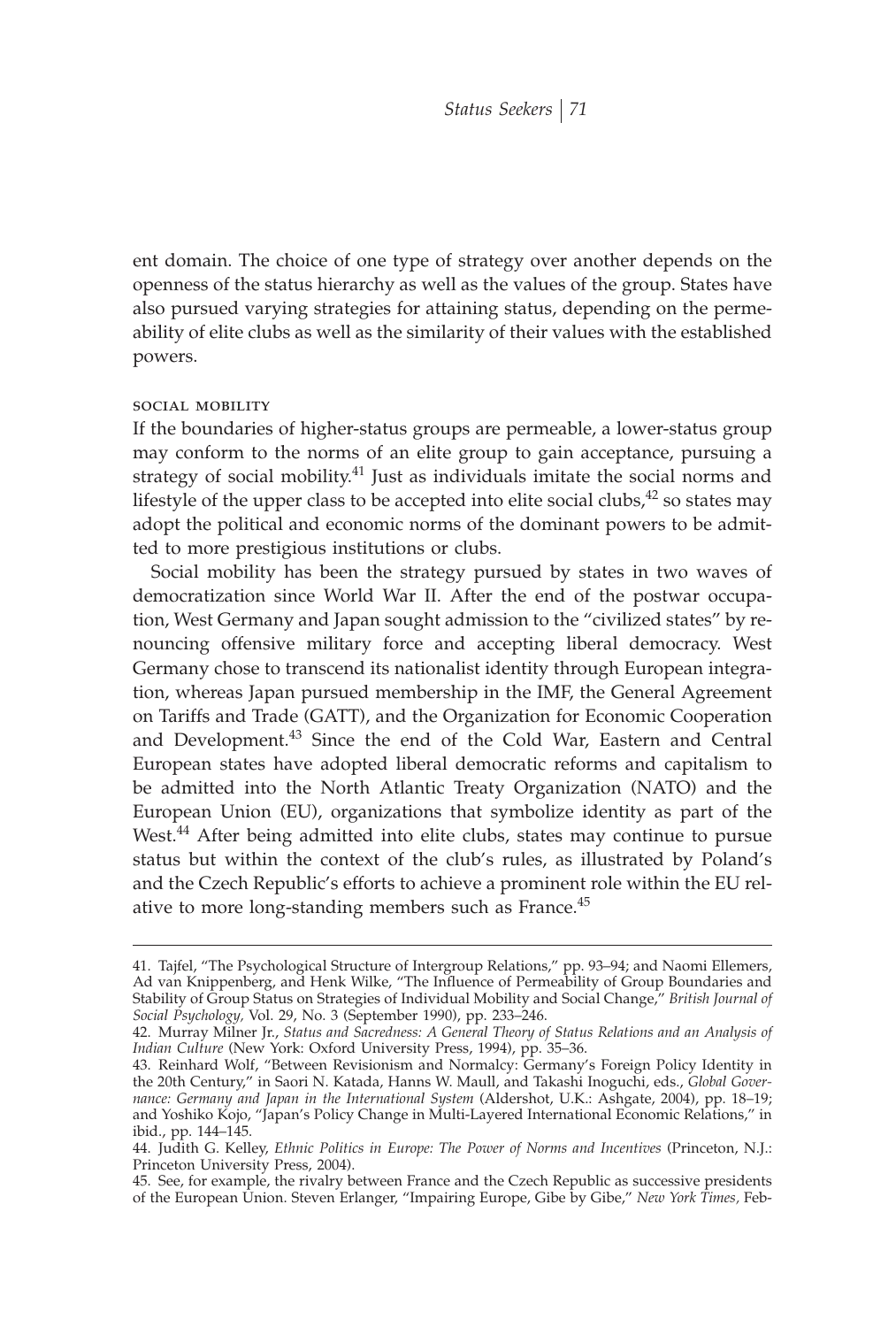ent domain. The choice of one type of strategy over another depends on the openness of the status hierarchy as well as the values of the group. States have also pursued varying strategies for attaining status, depending on the permeability of elite clubs as well as the similarity of their values with the established powers.

### social mobility

If the boundaries of higher-status groups are permeable, a lower-status group may conform to the norms of an elite group to gain acceptance, pursuing a strategy of social mobility.[41] Just as individuals imitate the social norms and lifestyle of the upper class to be accepted into elite social clubs,[42] so states may adopt the political and economic norms of the dominant powers to be admitted to more prestigious institutions or clubs.

Social mobility has been the strategy pursued by states in two waves of democratization since World War II. After the end of the postwar occupation, West Germany and Japan sought admission to the "civilized states" by renouncing offensive military force and accepting liberal democracy. West Germany chose to transcend its nationalist identity through European integration, whereas Japan pursued membership in the IMF, the General Agreement on Tariffs and Trade (GATT), and the Organization for Economic Cooperation and Development.[43] Since the end of the Cold War, Eastern and Central European states have adopted liberal democratic reforms and capitalism to be admitted into the North Atlantic Treaty Organization (NATO) and the European Union (EU), organizations that symbolize identity as part of the West.[44] After being admitted into elite clubs, states may continue to pursue status but within the context of the club's rules, as illustrated by Poland's and the Czech Republic's efforts to achieve a prominent role within the EU relative to more long-standing members such as France.[45]

---

41. Tajfel, "The Psychological Structure of Intergroup Relations," pp. 93–94; and Naomi Ellemers, Ad van Knippenberg, and Henk Wilke, "The Influence of Permeability of Group Boundaries and Stability of Group Status on Strategies of Individual Mobility and Social Change," *British Journal of Social Psychology,* Vol. 29, No. 3 (September 1990), pp. 233–246.

42. Murray Milner Jr., *Status and Sacredness: A General Theory of Status Relations and an Analysis of Indian Culture* (New York: Oxford University Press, 1994), pp. 35–36.

43. Reinhard Wolf, "Between Revisionism and Normalcy: Germany's Foreign Policy Identity in the 20th Century," in Saori N. Katada, Hanns W. Maull, and Takashi Inoguchi, eds., *Global Governance: Germany and Japan in the International System* (Aldershot, U.K.: Ashgate, 2004), pp. 18–19; and Yoshiko Kojo, "Japan's Policy Change in Multi-Layered International Economic Relations," in ibid., pp. 144–145.

44. Judith G. Kelley, *Ethnic Politics in Europe: The Power of Norms and Incentives* (Princeton, N.J.: Princeton University Press, 2004).

45. See, for example, the rivalry between France and the Czech Republic as successive presidents of the European Union. Steven Erlanger, "Impairing Europe, Gibe by Gibe," *New York Times,* Feb-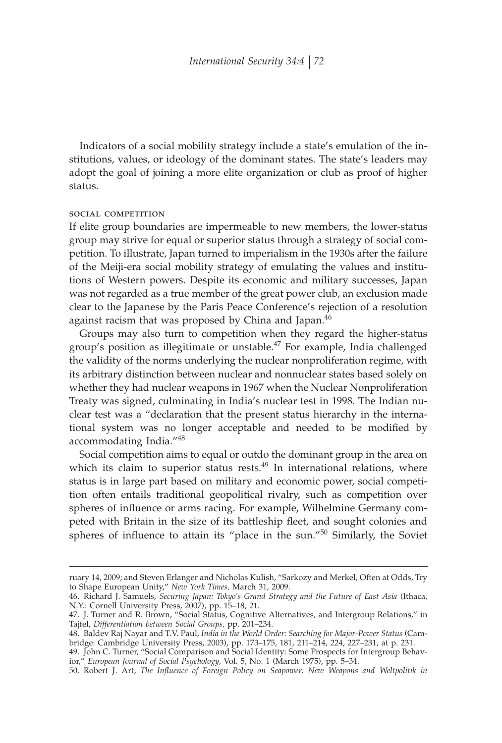Indicators of a social mobility strategy include a state's emulation of the institutions, values, or ideology of the dominant states. The state's leaders may adopt the goal of joining a more elite organization or club as proof of higher status.

### social competition

If elite group boundaries are impermeable to new members, the lower-status group may strive for equal or superior status through a strategy of social competition. To illustrate, Japan turned to imperialism in the 1930s after the failure of the Meiji-era social mobility strategy of emulating the values and institutions of Western powers. Despite its economic and military successes, Japan was not regarded as a true member of the great power club, an exclusion made clear to the Japanese by the Paris Peace Conference's rejection of a resolution against racism that was proposed by China and Japan.[46]

Groups may also turn to competition when they regard the higher-status group's position as illegitimate or unstable.[47] For example, India challenged the validity of the norms underlying the nuclear nonproliferation regime, with its arbitrary distinction between nuclear and nonnuclear states based solely on whether they had nuclear weapons in 1967 when the Nuclear Nonproliferation Treaty was signed, culminating in India's nuclear test in 1998. The Indian nuclear test was a "declaration that the present status hierarchy in the international system was no longer acceptable and needed to be modified by accommodating India."[48]

Social competition aims to equal or outdo the dominant group in the area on which its claim to superior status rests.[49] In international relations, where status is in large part based on military and economic power, social competition often entails traditional geopolitical rivalry, such as competition over spheres of influence or arms racing. For example, Wilhelmine Germany competed with Britain in the size of its battleship fleet, and sought colonies and spheres of influence to attain its "place in the sun."[50] Similarly, the Soviet

---

ruary 14, 2009; and Steven Erlanger and Nicholas Kulish, "Sarkozy and Merkel, Often at Odds, Try to Shape European Unity," *New York Times,* March 31, 2009.

46. Richard J. Samuels, *Securing Japan: Tokyo's Grand Strategy and the Future of East Asia* (Ithaca, N.Y.: Cornell University Press, 2007), pp. 15–18, 21.

47. J. Turner and R. Brown, "Social Status, Cognitive Alternatives, and Intergroup Relations," in Tajfel, *Differentiation between Social Groups,* pp. 201–234.

48. Baldev Raj Nayar and T.V. Paul, *India in the World Order: Searching for Major-Power Status* (Cambridge: Cambridge University Press, 2003), pp. 173–175, 181, 211–214, 224, 227–231, at p. 231.

49. John C. Turner, "Social Comparison and Social Identity: Some Prospects for Intergroup Behavior," *European Journal of Social Psychology,* Vol. 5, No. 1 (March 1975), pp. 5–34.

50. Robert J. Art, *The Influence of Foreign Policy on Seapower: New Weapons and Weltpolitik in*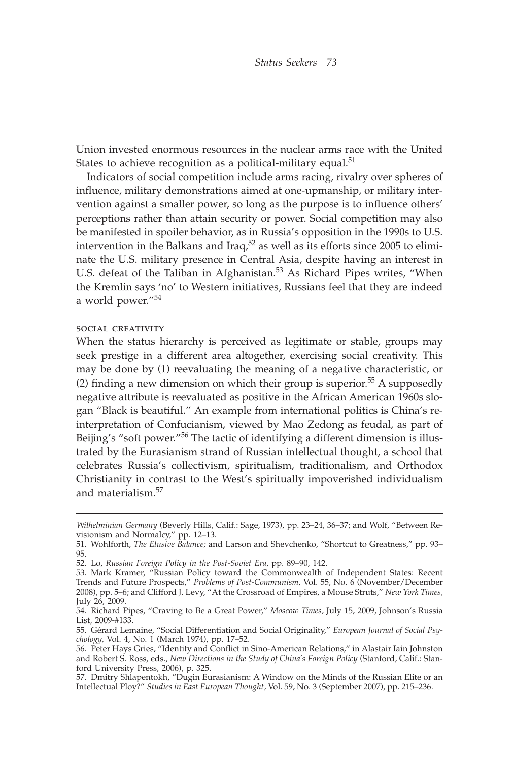Union invested enormous resources in the nuclear arms race with the United States to achieve recognition as a political-military equal.[51]

Indicators of social competition include arms racing, rivalry over spheres of influence, military demonstrations aimed at one-upmanship, or military intervention against a smaller power, so long as the purpose is to influence others' perceptions rather than attain security or power. Social competition may also be manifested in spoiler behavior, as in Russia's opposition in the 1990s to U.S. intervention in the Balkans and Iraq,[52] as well as its efforts since 2005 to eliminate the U.S. military presence in Central Asia, despite having an interest in U.S. defeat of the Taliban in Afghanistan.[53] As Richard Pipes writes, "When the Kremlin says 'no' to Western initiatives, Russians feel that they are indeed a world power."[54]

### social creativity

When the status hierarchy is perceived as legitimate or stable, groups may seek prestige in a different area altogether, exercising social creativity. This may be done by (1) reevaluating the meaning of a negative characteristic, or (2) finding a new dimension on which their group is superior.[55] A supposedly negative attribute is reevaluated as positive in the African American 1960s slogan "Black is beautiful." An example from international politics is China's reinterpretation of Confucianism, viewed by Mao Zedong as feudal, as part of Beijing's "soft power."[56] The tactic of identifying a different dimension is illustrated by the Eurasianism strand of Russian intellectual thought, a school that celebrates Russia's collectivism, spiritualism, traditionalism, and Orthodox Christianity in contrast to the West's spiritually impoverished individualism and materialism.[57]

---

*Wilhelminian Germany* (Beverly Hills, Calif.: Sage, 1973), pp. 23–24, 36–37; and Wolf, "Between Revisionism and Normalcy," pp. 12–13.

51. Wohlforth, *The Elusive Balance;* and Larson and Shevchenko, "Shortcut to Greatness," pp. 93–95.

52. Lo, *Russian Foreign Policy in the Post-Soviet Era,* pp. 89–90, 142.

53. Mark Kramer, "Russian Policy toward the Commonwealth of Independent States: Recent Trends and Future Prospects," *Problems of Post-Communism,* Vol. 55, No. 6 (November/December 2008), pp. 5–6; and Clifford J. Levy, "At the Crossroad of Empires, a Mouse Struts," *New York Times,* July 26, 2009.

54. Richard Pipes, "Craving to Be a Great Power," *Moscow Times,* July 15, 2009, Johnson's Russia List, 2009-#133.

55. Gérard Lemaine, "Social Differentiation and Social Originality," *European Journal of Social Psychology,* Vol. 4, No. 1 (March 1974), pp. 17–52.

56. Peter Hays Gries, "Identity and Conflict in Sino-American Relations," in Alastair Iain Johnston and Robert S. Ross, eds., *New Directions in the Study of China's Foreign Policy* (Stanford, Calif.: Stanford University Press, 2006), p. 325.

57. Dmitry Shlapentokh, "Dugin Eurasianism: A Window on the Minds of the Russian Elite or an Intellectual Ploy?" *Studies in East European Thought,* Vol. 59, No. 3 (September 2007), pp. 215–236.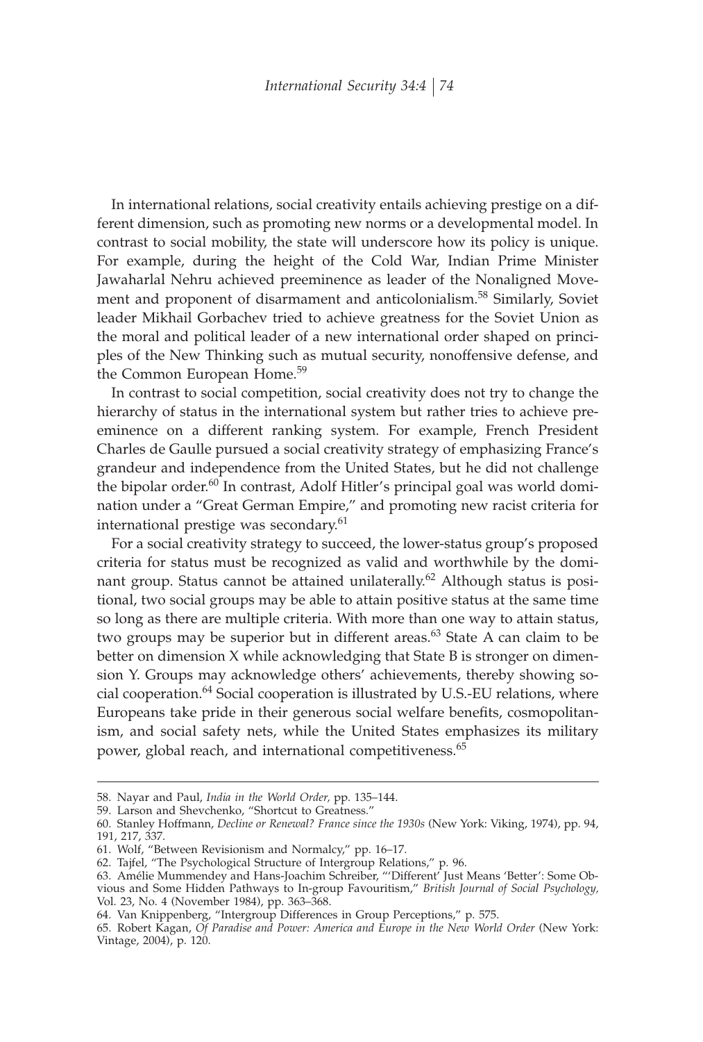In international relations, social creativity entails achieving prestige on a different dimension, such as promoting new norms or a developmental model. In contrast to social mobility, the state will underscore how its policy is unique. For example, during the height of the Cold War, Indian Prime Minister Jawaharlal Nehru achieved preeminence as leader of the Nonaligned Movement and proponent of disarmament and anticolonialism.[58] Similarly, Soviet leader Mikhail Gorbachev tried to achieve greatness for the Soviet Union as the moral and political leader of a new international order shaped on principles of the New Thinking such as mutual security, nonoffensive defense, and the Common European Home.[59]

In contrast to social competition, social creativity does not try to change the hierarchy of status in the international system but rather tries to achieve preeminence on a different ranking system. For example, French President Charles de Gaulle pursued a social creativity strategy of emphasizing France's grandeur and independence from the United States, but he did not challenge the bipolar order.[60] In contrast, Adolf Hitler's principal goal was world domination under a "Great German Empire," and promoting new racist criteria for international prestige was secondary.[61]

For a social creativity strategy to succeed, the lower-status group's proposed criteria for status must be recognized as valid and worthwhile by the dominant group. Status cannot be attained unilaterally.[62] Although status is positional, two social groups may be able to attain positive status at the same time so long as there are multiple criteria. With more than one way to attain status, two groups may be superior but in different areas.[63] State A can claim to be better on dimension X while acknowledging that State B is stronger on dimension Y. Groups may acknowledge others' achievements, thereby showing social cooperation.[64] Social cooperation is illustrated by U.S.-EU relations, where Europeans take pride in their generous social welfare benefits, cosmopolitanism, and social safety nets, while the United States emphasizes its military power, global reach, and international competitiveness.[65]

---

58. Nayar and Paul, *India in the World Order,* pp. 135–144.
59. Larson and Shevchenko, "Shortcut to Greatness."
60. Stanley Hoffmann, *Decline or Renewal? France since the 1930s* (New York: Viking, 1974), pp. 94, 191, 217, 337.
61. Wolf, "Between Revisionism and Normalcy," pp. 16–17.
62. Tajfel, "The Psychological Structure of Intergroup Relations," p. 96.
63. Amélie Mummendey and Hans-Joachim Schreiber, "'Different' Just Means 'Better': Some Obvious and Some Hidden Pathways to In-group Favouritism," *British Journal of Social Psychology,* Vol. 23, No. 4 (November 1984), pp. 363–368.
64. Van Knippenberg, "Intergroup Differences in Group Perceptions," p. 575.
65. Robert Kagan, *Of Paradise and Power: America and Europe in the New World Order* (New York: Vintage, 2004), p. 120.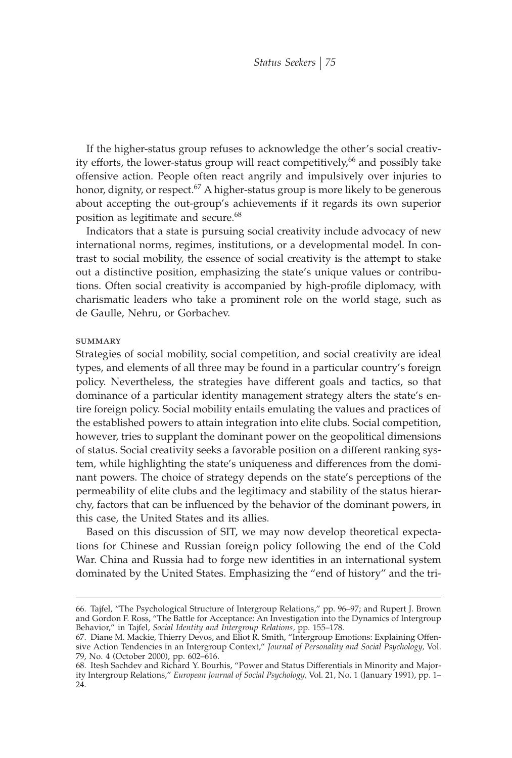If the higher-status group refuses to acknowledge the other's social creativity efforts, the lower-status group will react competitively,[66] and possibly take offensive action. People often react angrily and impulsively over injuries to honor, dignity, or respect.[67] A higher-status group is more likely to be generous about accepting the out-group's achievements if it regards its own superior position as legitimate and secure.[68]

Indicators that a state is pursuing social creativity include advocacy of new international norms, regimes, institutions, or a developmental model. In contrast to social mobility, the essence of social creativity is the attempt to stake out a distinctive position, emphasizing the state's unique values or contributions. Often social creativity is accompanied by high-profile diplomacy, with charismatic leaders who take a prominent role on the world stage, such as de Gaulle, Nehru, or Gorbachev.

#### SUMMARY

Strategies of social mobility, social competition, and social creativity are ideal types, and elements of all three may be found in a particular country's foreign policy. Nevertheless, the strategies have different goals and tactics, so that dominance of a particular identity management strategy alters the state's entire foreign policy. Social mobility entails emulating the values and practices of the established powers to attain integration into elite clubs. Social competition, however, tries to supplant the dominant power on the geopolitical dimensions of status. Social creativity seeks a favorable position on a different ranking system, while highlighting the state's uniqueness and differences from the dominant powers. The choice of strategy depends on the state's perceptions of the permeability of elite clubs and the legitimacy and stability of the status hierarchy, factors that can be influenced by the behavior of the dominant powers, in this case, the United States and its allies.

Based on this discussion of SIT, we may now develop theoretical expectations for Chinese and Russian foreign policy following the end of the Cold War. China and Russia had to forge new identities in an international system dominated by the United States. Emphasizing the "end of history" and the tri-

---

66. Tajfel, "The Psychological Structure of Intergroup Relations," pp. 96–97; and Rupert J. Brown and Gordon F. Ross, "The Battle for Acceptance: An Investigation into the Dynamics of Intergroup Behavior," in Tajfel, *Social Identity and Intergroup Relations,* pp. 155–178.

67. Diane M. Mackie, Thierry Devos, and Eliot R. Smith, "Intergroup Emotions: Explaining Offensive Action Tendencies in an Intergroup Context," *Journal of Personality and Social Psychology,* Vol. 79, No. 4 (October 2000), pp. 602–616.

68. Itesh Sachdev and Richard Y. Bourhis, "Power and Status Differentials in Minority and Majority Intergroup Relations," *European Journal of Social Psychology,* Vol. 21, No. 1 (January 1991), pp. 1–24.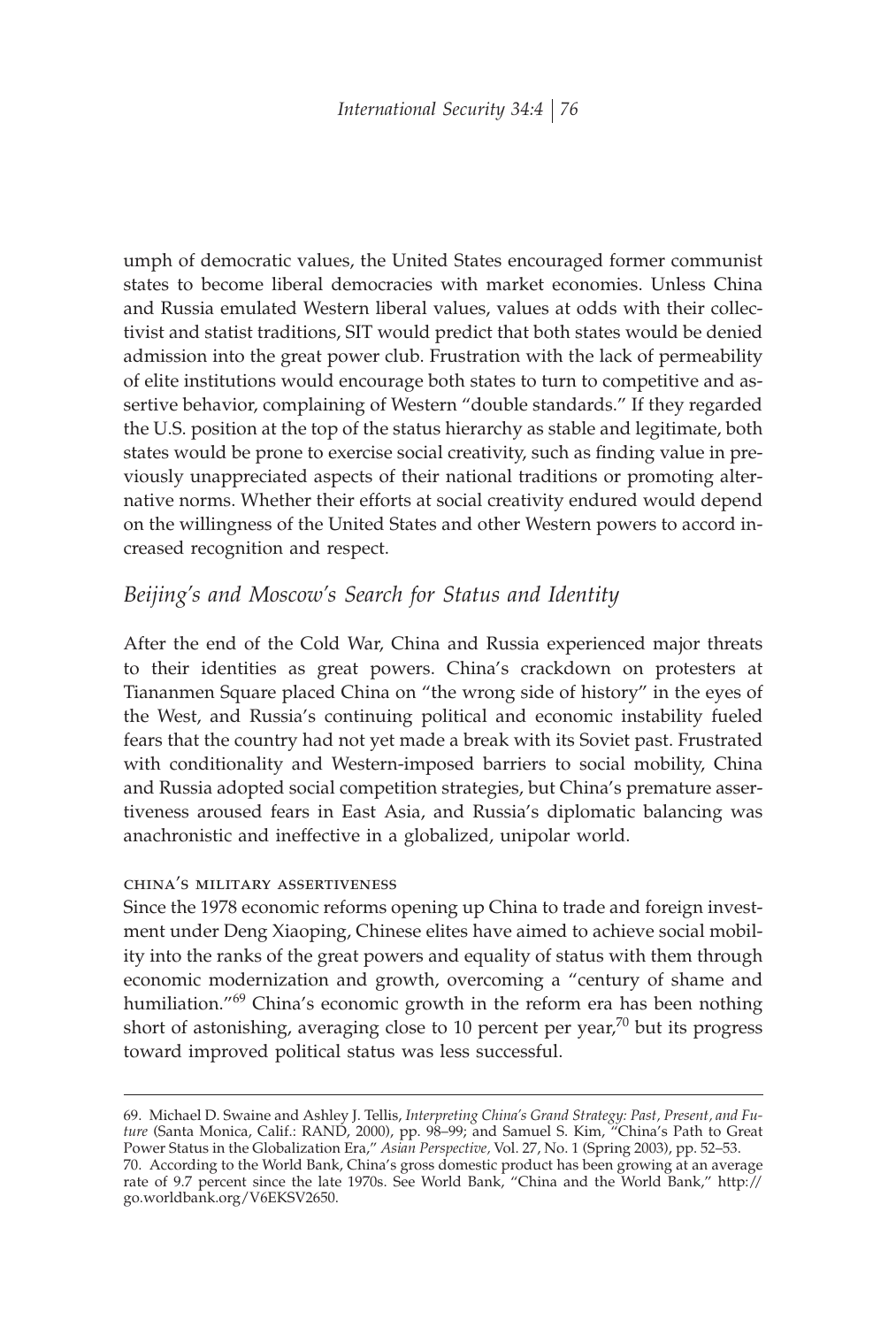umph of democratic values, the United States encouraged former communist states to become liberal democracies with market economies. Unless China and Russia emulated Western liberal values, values at odds with their collectivist and statist traditions, SIT would predict that both states would be denied admission into the great power club. Frustration with the lack of permeability of elite institutions would encourage both states to turn to competitive and assertive behavior, complaining of Western "double standards." If they regarded the U.S. position at the top of the status hierarchy as stable and legitimate, both states would be prone to exercise social creativity, such as finding value in previously unappreciated aspects of their national traditions or promoting alternative norms. Whether their efforts at social creativity endured would depend on the willingness of the United States and other Western powers to accord increased recognition and respect.

## *Beijing's and Moscow's Search for Status and Identity*

After the end of the Cold War, China and Russia experienced major threats to their identities as great powers. China's crackdown on protesters at Tiananmen Square placed China on "the wrong side of history" in the eyes of the West, and Russia's continuing political and economic instability fueled fears that the country had not yet made a break with its Soviet past. Frustrated with conditionality and Western-imposed barriers to social mobility, China and Russia adopted social competition strategies, but China's premature assertiveness aroused fears in East Asia, and Russia's diplomatic balancing was anachronistic and ineffective in a globalized, unipolar world.

### china's military assertiveness

Since the 1978 economic reforms opening up China to trade and foreign investment under Deng Xiaoping, Chinese elites have aimed to achieve social mobility into the ranks of the great powers and equality of status with them through economic modernization and growth, overcoming a "century of shame and humiliation."[69] China's economic growth in the reform era has been nothing short of astonishing, averaging close to 10 percent per year,[70] but its progress toward improved political status was less successful.

---

69. Michael D. Swaine and Ashley J. Tellis, *Interpreting China's Grand Strategy: Past, Present, and Future* (Santa Monica, Calif.: RAND, 2000), pp. 98–99; and Samuel S. Kim, "China's Path to Great Power Status in the Globalization Era," *Asian Perspective,* Vol. 27, No. 1 (Spring 2003), pp. 52–53.

70. According to the World Bank, China's gross domestic product has been growing at an average rate of 9.7 percent since the late 1970s. See World Bank, "China and the World Bank," http://go.worldbank.org/V6EKSV2650.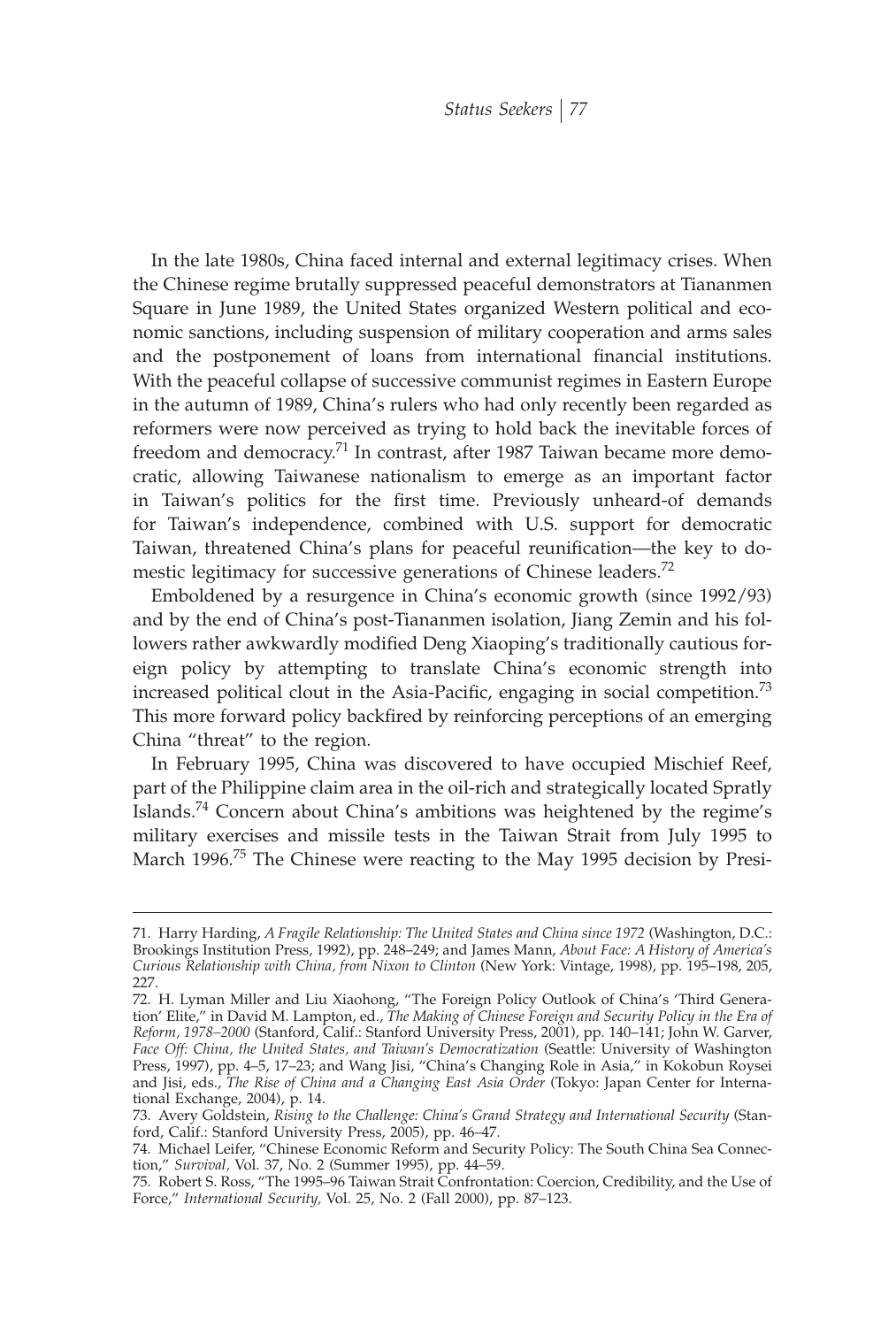In the late 1980s, China faced internal and external legitimacy crises. When the Chinese regime brutally suppressed peaceful demonstrators at Tiananmen Square in June 1989, the United States organized Western political and economic sanctions, including suspension of military cooperation and arms sales and the postponement of loans from international financial institutions. With the peaceful collapse of successive communist regimes in Eastern Europe in the autumn of 1989, China's rulers who had only recently been regarded as reformers were now perceived as trying to hold back the inevitable forces of freedom and democracy.[71] In contrast, after 1987 Taiwan became more democratic, allowing Taiwanese nationalism to emerge as an important factor in Taiwan's politics for the first time. Previously unheard-of demands for Taiwan's independence, combined with U.S. support for democratic Taiwan, threatened China's plans for peaceful reunification—the key to domestic legitimacy for successive generations of Chinese leaders.[72]

Emboldened by a resurgence in China's economic growth (since 1992/93) and by the end of China's post-Tiananmen isolation, Jiang Zemin and his followers rather awkwardly modified Deng Xiaoping's traditionally cautious foreign policy by attempting to translate China's economic strength into increased political clout in the Asia-Pacific, engaging in social competition.[73] This more forward policy backfired by reinforcing perceptions of an emerging China "threat" to the region.

In February 1995, China was discovered to have occupied Mischief Reef, part of the Philippine claim area in the oil-rich and strategically located Spratly Islands.[74] Concern about China's ambitions was heightened by the regime's military exercises and missile tests in the Taiwan Strait from July 1995 to March 1996.[75] The Chinese were reacting to the May 1995 decision by Presi-

---

71. Harry Harding, *A Fragile Relationship: The United States and China since 1972* (Washington, D.C.: Brookings Institution Press, 1992), pp. 248–249; and James Mann, *About Face: A History of America's Curious Relationship with China, from Nixon to Clinton* (New York: Vintage, 1998), pp. 195–198, 205, 227.

72. H. Lyman Miller and Liu Xiaohong, "The Foreign Policy Outlook of China's 'Third Generation' Elite," in David M. Lampton, ed., *The Making of Chinese Foreign and Security Policy in the Era of Reform, 1978–2000* (Stanford, Calif.: Stanford University Press, 2001), pp. 140–141; John W. Garver, *Face Off: China, the United States, and Taiwan's Democratization* (Seattle: University of Washington Press, 1997), pp. 4–5, 17–23; and Wang Jisi, "China's Changing Role in Asia," in Kokobun Roysei and Jisi, eds., *The Rise of China and a Changing East Asia Order* (Tokyo: Japan Center for International Exchange, 2004), p. 14.

73. Avery Goldstein, *Rising to the Challenge: China's Grand Strategy and International Security* (Stanford, Calif.: Stanford University Press, 2005), pp. 46–47.

74. Michael Leifer, "Chinese Economic Reform and Security Policy: The South China Sea Connection," *Survival*, Vol. 37, No. 2 (Summer 1995), pp. 44–59.

75. Robert S. Ross, "The 1995–96 Taiwan Strait Confrontation: Coercion, Credibility, and the Use of Force," *International Security*, Vol. 25, No. 2 (Fall 2000), pp. 87–123.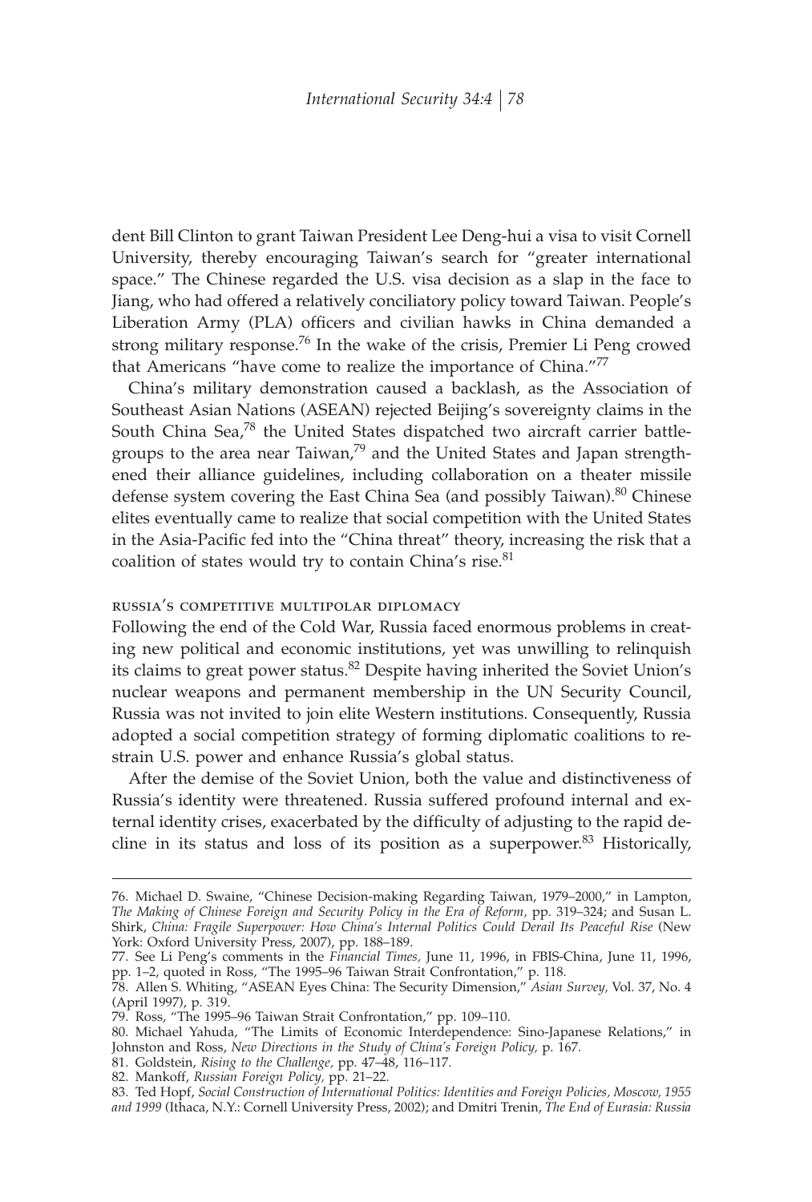dent Bill Clinton to grant Taiwan President Lee Deng-hui a visa to visit Cornell University, thereby encouraging Taiwan's search for "greater international space." The Chinese regarded the U.S. visa decision as a slap in the face to Jiang, who had offered a relatively conciliatory policy toward Taiwan. People's Liberation Army (PLA) officers and civilian hawks in China demanded a strong military response.[76] In the wake of the crisis, Premier Li Peng crowed that Americans "have come to realize the importance of China."[77]

China's military demonstration caused a backlash, as the Association of Southeast Asian Nations (ASEAN) rejected Beijing's sovereignty claims in the South China Sea,[78] the United States dispatched two aircraft carrier battlegroups to the area near Taiwan,[79] and the United States and Japan strengthened their alliance guidelines, including collaboration on a theater missile defense system covering the East China Sea (and possibly Taiwan).[80] Chinese elites eventually came to realize that social competition with the United States in the Asia-Pacific fed into the "China threat" theory, increasing the risk that a coalition of states would try to contain China's rise.[81]

### russia's competitive multipolar diplomacy

Following the end of the Cold War, Russia faced enormous problems in creating new political and economic institutions, yet was unwilling to relinquish its claims to great power status.[82] Despite having inherited the Soviet Union's nuclear weapons and permanent membership in the UN Security Council, Russia was not invited to join elite Western institutions. Consequently, Russia adopted a social competition strategy of forming diplomatic coalitions to restrain U.S. power and enhance Russia's global status.

After the demise of the Soviet Union, both the value and distinctiveness of Russia's identity were threatened. Russia suffered profound internal and external identity crises, exacerbated by the difficulty of adjusting to the rapid decline in its status and loss of its position as a superpower.[83] Historically,

76. Michael D. Swaine, "Chinese Decision-making Regarding Taiwan, 1979–2000," in Lampton, *The Making of Chinese Foreign and Security Policy in the Era of Reform,* pp. 319–324; and Susan L. Shirk, *China: Fragile Superpower: How China's Internal Politics Could Derail Its Peaceful Rise* (New York: Oxford University Press, 2007), pp. 188–189.

77. See Li Peng's comments in the *Financial Times,* June 11, 1996, in FBIS-China, June 11, 1996, pp. 1–2, quoted in Ross, "The 1995–96 Taiwan Strait Confrontation," p. 118.

78. Allen S. Whiting, "ASEAN Eyes China: The Security Dimension," *Asian Survey,* Vol. 37, No. 4 (April 1997), p. 319.

79. Ross, "The 1995–96 Taiwan Strait Confrontation," pp. 109–110.

80. Michael Yahuda, "The Limits of Economic Interdependence: Sino-Japanese Relations," in Johnston and Ross, *New Directions in the Study of China's Foreign Policy,* p. 167.

81. Goldstein, *Rising to the Challenge,* pp. 47–48, 116–117.

82. Mankoff, *Russian Foreign Policy,* pp. 21–22.

83. Ted Hopf, *Social Construction of International Politics: Identities and Foreign Policies, Moscow, 1955 and 1999* (Ithaca, N.Y.: Cornell University Press, 2002); and Dmitri Trenin, *The End of Eurasia: Russia*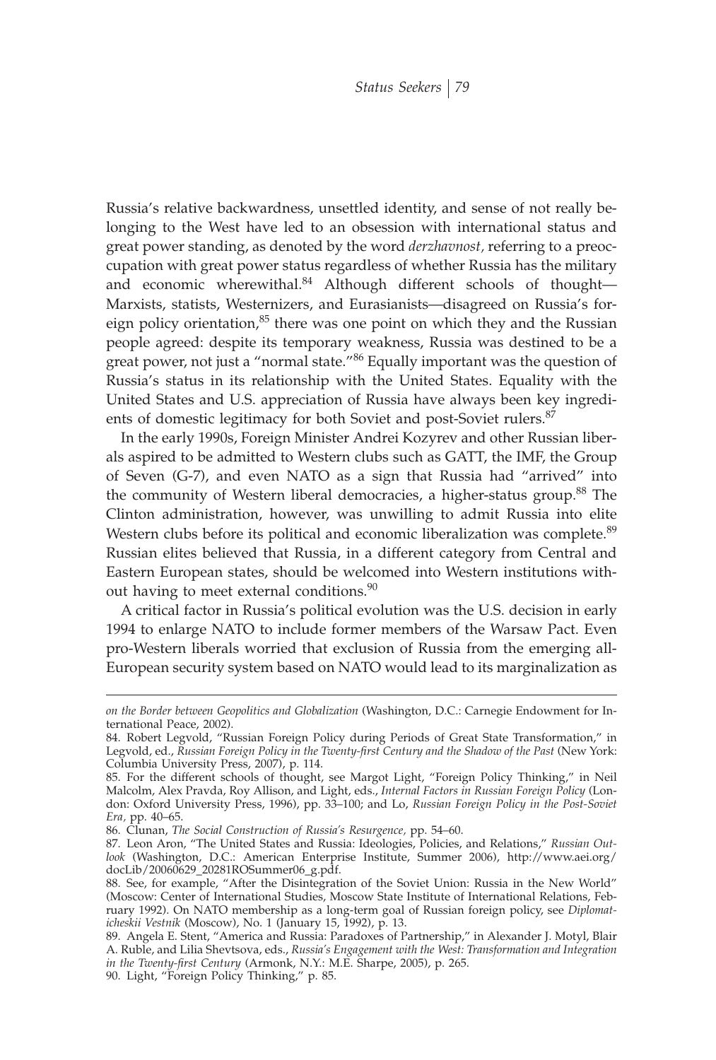Russia's relative backwardness, unsettled identity, and sense of not really belonging to the West have led to an obsession with international status and great power standing, as denoted by the word *derzhavnost,* referring to a preoccupation with great power status regardless of whether Russia has the military and economic wherewithal.[84] Although different schools of thought—Marxists, statists, Westernizers, and Eurasianists—disagreed on Russia's foreign policy orientation,[85] there was one point on which they and the Russian people agreed: despite its temporary weakness, Russia was destined to be a great power, not just a "normal state."[86] Equally important was the question of Russia's status in its relationship with the United States. Equality with the United States and U.S. appreciation of Russia have always been key ingredients of domestic legitimacy for both Soviet and post-Soviet rulers.[87]

In the early 1990s, Foreign Minister Andrei Kozyrev and other Russian liberals aspired to be admitted to Western clubs such as GATT, the IMF, the Group of Seven (G-7), and even NATO as a sign that Russia had "arrived" into the community of Western liberal democracies, a higher-status group.[88] The Clinton administration, however, was unwilling to admit Russia into elite Western clubs before its political and economic liberalization was complete.[89] Russian elites believed that Russia, in a different category from Central and Eastern European states, should be welcomed into Western institutions without having to meet external conditions.[90]

A critical factor in Russia's political evolution was the U.S. decision in early 1994 to enlarge NATO to include former members of the Warsaw Pact. Even pro-Western liberals worried that exclusion of Russia from the emerging all-European security system based on NATO would lead to its marginalization as

---

*on the Border between Geopolitics and Globalization* (Washington, D.C.: Carnegie Endowment for International Peace, 2002).

84. Robert Legvold, "Russian Foreign Policy during Periods of Great State Transformation," in Legvold, ed., *Russian Foreign Policy in the Twenty-first Century and the Shadow of the Past* (New York: Columbia University Press, 2007), p. 114.

85. For the different schools of thought, see Margot Light, "Foreign Policy Thinking," in Neil Malcolm, Alex Pravda, Roy Allison, and Light, eds., *Internal Factors in Russian Foreign Policy* (London: Oxford University Press, 1996), pp. 33–100; and Lo, *Russian Foreign Policy in the Post-Soviet Era,* pp. 40–65.

86. Clunan, *The Social Construction of Russia's Resurgence,* pp. 54–60.

87. Leon Aron, "The United States and Russia: Ideologies, Policies, and Relations," *Russian Outlook* (Washington, D.C.: American Enterprise Institute, Summer 2006), http://www.aei.org/docLib/20060629_20281ROSummer06_g.pdf.

88. See, for example, "After the Disintegration of the Soviet Union: Russia in the New World" (Moscow: Center of International Studies, Moscow State Institute of International Relations, February 1992). On NATO membership as a long-term goal of Russian foreign policy, see *Diplomaticheskii Vestnik* (Moscow), No. 1 (January 15, 1992), p. 13.

89. Angela E. Stent, "America and Russia: Paradoxes of Partnership," in Alexander J. Motyl, Blair A. Ruble, and Lilia Shevtsova, eds., *Russia's Engagement with the West: Transformation and Integration in the Twenty-first Century* (Armonk, N.Y.: M.E. Sharpe, 2005), p. 265.

90. Light, "Foreign Policy Thinking," p. 85.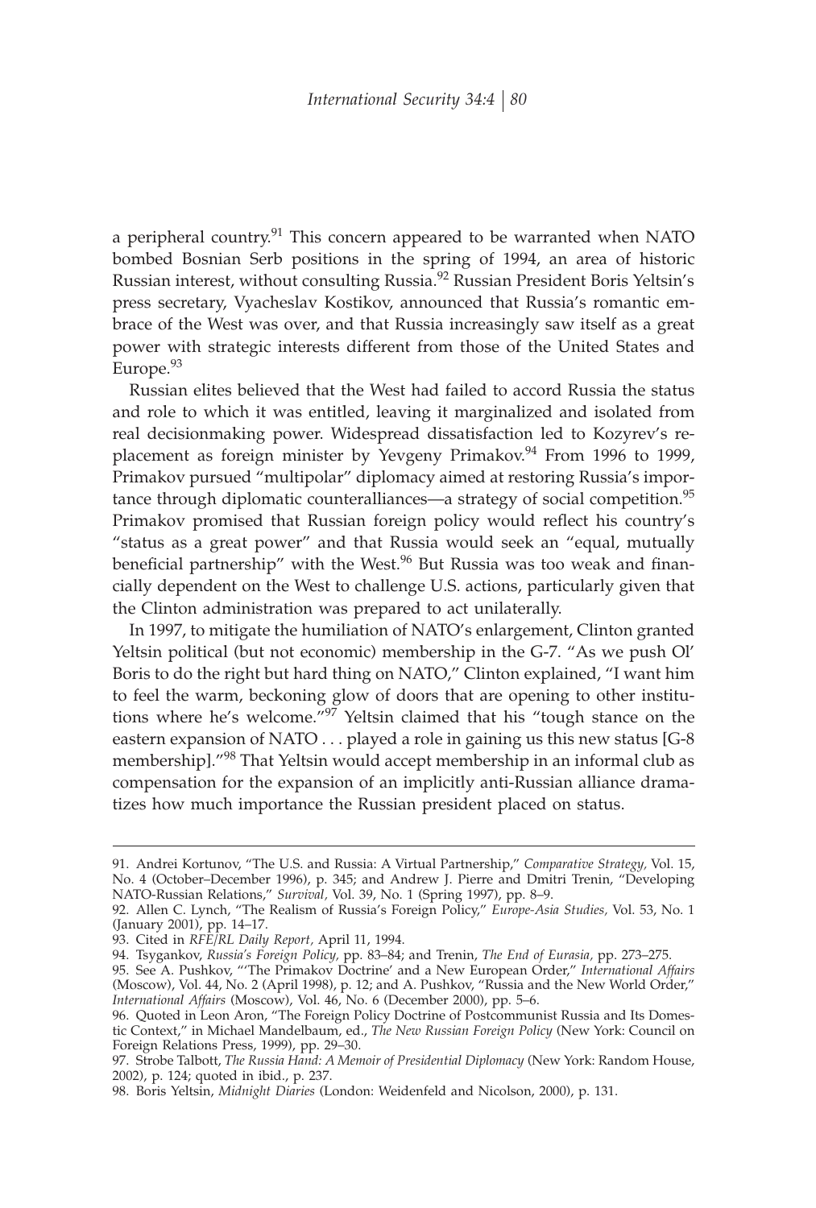a peripheral country.[91] This concern appeared to be warranted when NATO bombed Bosnian Serb positions in the spring of 1994, an area of historic Russian interest, without consulting Russia.[92] Russian President Boris Yeltsin's press secretary, Vyacheslav Kostikov, announced that Russia's romantic embrace of the West was over, and that Russia increasingly saw itself as a great power with strategic interests different from those of the United States and Europe.[93]

Russian elites believed that the West had failed to accord Russia the status and role to which it was entitled, leaving it marginalized and isolated from real decisionmaking power. Widespread dissatisfaction led to Kozyrev's replacement as foreign minister by Yevgeny Primakov.[94] From 1996 to 1999, Primakov pursued "multipolar" diplomacy aimed at restoring Russia's importance through diplomatic counteralliances—a strategy of social competition.[95] Primakov promised that Russian foreign policy would reflect his country's "status as a great power" and that Russia would seek an "equal, mutually beneficial partnership" with the West.[96] But Russia was too weak and financially dependent on the West to challenge U.S. actions, particularly given that the Clinton administration was prepared to act unilaterally.

In 1997, to mitigate the humiliation of NATO's enlargement, Clinton granted Yeltsin political (but not economic) membership in the G-7. "As we push Ol' Boris to do the right but hard thing on NATO," Clinton explained, "I want him to feel the warm, beckoning glow of doors that are opening to other institutions where he's welcome."[97] Yeltsin claimed that his "tough stance on the eastern expansion of NATO . . . played a role in gaining us this new status [G-8 membership]."[98] That Yeltsin would accept membership in an informal club as compensation for the expansion of an implicitly anti-Russian alliance dramatizes how much importance the Russian president placed on status.

---

91. Andrei Kortunov, "The U.S. and Russia: A Virtual Partnership," *Comparative Strategy*, Vol. 15, No. 4 (October–December 1996), p. 345; and Andrew J. Pierre and Dmitri Trenin, "Developing NATO-Russian Relations," *Survival*, Vol. 39, No. 1 (Spring 1997), pp. 8–9.

92. Allen C. Lynch, "The Realism of Russia's Foreign Policy," *Europe-Asia Studies*, Vol. 53, No. 1 (January 2001), pp. 14–17.

93. Cited in *RFE/RL Daily Report*, April 11, 1994.

94. Tsygankov, *Russia's Foreign Policy*, pp. 83–84; and Trenin, *The End of Eurasia*, pp. 273–275.

95. See A. Pushkov, "'The Primakov Doctrine' and a New European Order," *International Affairs* (Moscow), Vol. 44, No. 2 (April 1998), p. 12; and A. Pushkov, "Russia and the New World Order," *International Affairs* (Moscow), Vol. 46, No. 6 (December 2000), pp. 5–6.

96. Quoted in Leon Aron, "The Foreign Policy Doctrine of Postcommunist Russia and Its Domestic Context," in Michael Mandelbaum, ed., *The New Russian Foreign Policy* (New York: Council on Foreign Relations Press, 1999), pp. 29–30.

97. Strobe Talbott, *The Russia Hand: A Memoir of Presidential Diplomacy* (New York: Random House, 2002), p. 124; quoted in ibid., p. 237.

98. Boris Yeltsin, *Midnight Diaries* (London: Weidenfeld and Nicolson, 2000), p. 131.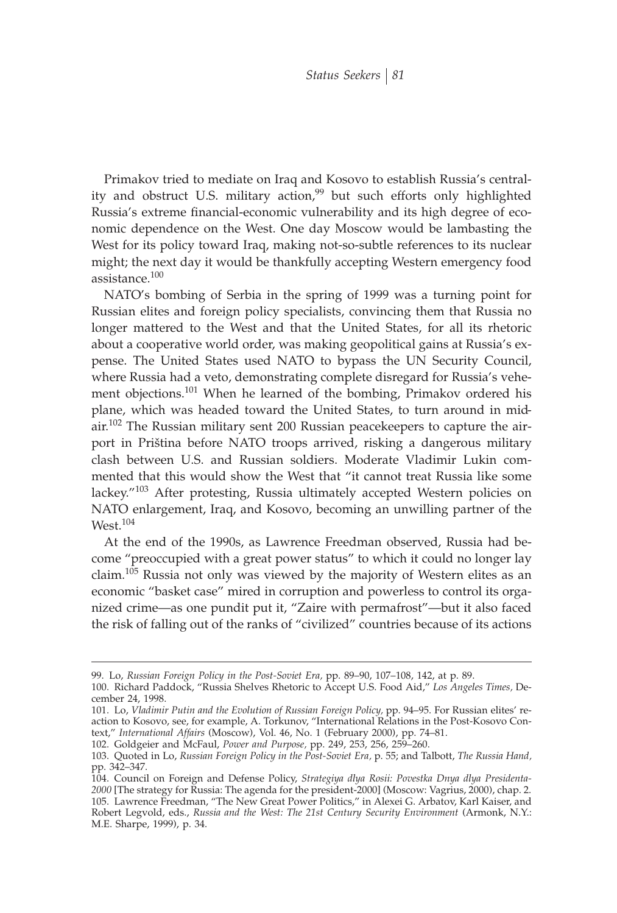Primakov tried to mediate on Iraq and Kosovo to establish Russia's centrality and obstruct U.S. military action,[99] but such efforts only highlighted Russia's extreme financial-economic vulnerability and its high degree of economic dependence on the West. One day Moscow would be lambasting the West for its policy toward Iraq, making not-so-subtle references to its nuclear might; the next day it would be thankfully accepting Western emergency food assistance.[100]

NATO's bombing of Serbia in the spring of 1999 was a turning point for Russian elites and foreign policy specialists, convincing them that Russia no longer mattered to the West and that the United States, for all its rhetoric about a cooperative world order, was making geopolitical gains at Russia's expense. The United States used NATO to bypass the UN Security Council, where Russia had a veto, demonstrating complete disregard for Russia's vehement objections.[101] When he learned of the bombing, Primakov ordered his plane, which was headed toward the United States, to turn around in midair.[102] The Russian military sent 200 Russian peacekeepers to capture the airport in Priština before NATO troops arrived, risking a dangerous military clash between U.S. and Russian soldiers. Moderate Vladimir Lukin commented that this would show the West that "it cannot treat Russia like some lackey."[103] After protesting, Russia ultimately accepted Western policies on NATO enlargement, Iraq, and Kosovo, becoming an unwilling partner of the West.[104]

At the end of the 1990s, as Lawrence Freedman observed, Russia had become "preoccupied with a great power status" to which it could no longer lay claim.[105] Russia not only was viewed by the majority of Western elites as an economic "basket case" mired in corruption and powerless to control its organized crime—as one pundit put it, "Zaire with permafrost"—but it also faced the risk of falling out of the ranks of "civilized" countries because of its actions

---

99. Lo, *Russian Foreign Policy in the Post-Soviet Era,* pp. 89–90, 107–108, 142, at p. 89.

100. Richard Paddock, "Russia Shelves Rhetoric to Accept U.S. Food Aid," *Los Angeles Times,* December 24, 1998.

101. Lo, *Vladimir Putin and the Evolution of Russian Foreign Policy,* pp. 94–95. For Russian elites' reaction to Kosovo, see, for example, A. Torkunov, "International Relations in the Post-Kosovo Context," *International Affairs* (Moscow), Vol. 46, No. 1 (February 2000), pp. 74–81.

102. Goldgeier and McFaul, *Power and Purpose,* pp. 249, 253, 256, 259–260.

103. Quoted in Lo, *Russian Foreign Policy in the Post-Soviet Era,* p. 55; and Talbott, *The Russia Hand,* pp. 342–347.

104. Council on Foreign and Defense Policy, *Strategiya dlya Rosii: Povestka Dnya dlya Presidenta-2000* [The strategy for Russia: The agenda for the president-2000] (Moscow: Vagrius, 2000), chap. 2.

105. Lawrence Freedman, "The New Great Power Politics," in Alexei G. Arbatov, Karl Kaiser, and Robert Legvold, eds., *Russia and the West: The 21st Century Security Environment* (Armonk, N.Y.: M.E. Sharpe, 1999), p. 34.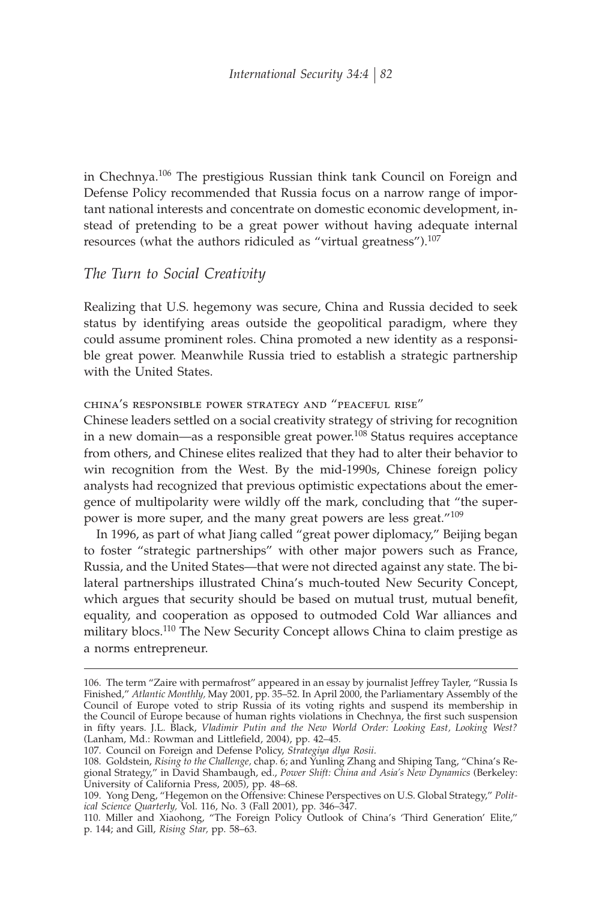in Chechnya.[106] The prestigious Russian think tank Council on Foreign and Defense Policy recommended that Russia focus on a narrow range of important national interests and concentrate on domestic economic development, instead of pretending to be a great power without having adequate internal resources (what the authors ridiculed as "virtual greatness").[107]

## *The Turn to Social Creativity*

Realizing that U.S. hegemony was secure, China and Russia decided to seek status by identifying areas outside the geopolitical paradigm, where they could assume prominent roles. China promoted a new identity as a responsible great power. Meanwhile Russia tried to establish a strategic partnership with the United States.

### china's responsible power strategy and "peaceful rise"

Chinese leaders settled on a social creativity strategy of striving for recognition in a new domain—as a responsible great power.[108] Status requires acceptance from others, and Chinese elites realized that they had to alter their behavior to win recognition from the West. By the mid-1990s, Chinese foreign policy analysts had recognized that previous optimistic expectations about the emergence of multipolarity were wildly off the mark, concluding that "the superpower is more super, and the many great powers are less great."[109]

In 1996, as part of what Jiang called "great power diplomacy," Beijing began to foster "strategic partnerships" with other major powers such as France, Russia, and the United States—that were not directed against any state. The bilateral partnerships illustrated China's much-touted New Security Concept, which argues that security should be based on mutual trust, mutual benefit, equality, and cooperation as opposed to outmoded Cold War alliances and military blocs.[110] The New Security Concept allows China to claim prestige as a norms entrepreneur.

---

106. The term "Zaire with permafrost" appeared in an essay by journalist Jeffrey Tayler, "Russia Is Finished," *Atlantic Monthly*, May 2001, pp. 35–52. In April 2000, the Parliamentary Assembly of the Council of Europe voted to strip Russia of its voting rights and suspend its membership in the Council of Europe because of human rights violations in Chechnya, the first such suspension in fifty years. J.L. Black, *Vladimir Putin and the New World Order: Looking East, Looking West?* (Lanham, Md.: Rowman and Littlefield, 2004), pp. 42–45.

107. Council on Foreign and Defense Policy, *Strategiya dlya Rosii.*

108. Goldstein, *Rising to the Challenge*, chap. 6; and Yunling Zhang and Shiping Tang, "China's Regional Strategy," in David Shambaugh, ed., *Power Shift: China and Asia's New Dynamics* (Berkeley: University of California Press, 2005), pp. 48–68.

109. Yong Deng, "Hegemon on the Offensive: Chinese Perspectives on U.S. Global Strategy," *Political Science Quarterly*, Vol. 116, No. 3 (Fall 2001), pp. 346–347.

110. Miller and Xiaohong, "The Foreign Policy Outlook of China's 'Third Generation' Elite," p. 144; and Gill, *Rising Star*, pp. 58–63.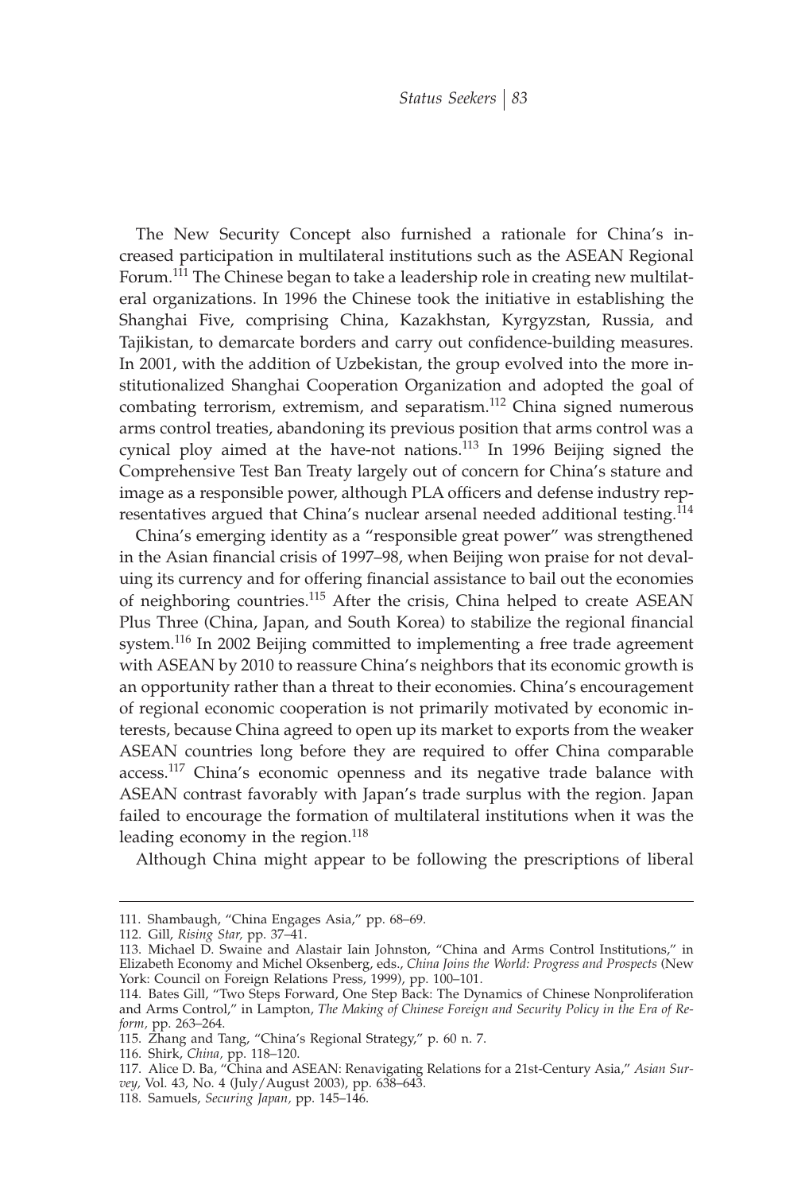The New Security Concept also furnished a rationale for China's increased participation in multilateral institutions such as the ASEAN Regional Forum.[111] The Chinese began to take a leadership role in creating new multilateral organizations. In 1996 the Chinese took the initiative in establishing the Shanghai Five, comprising China, Kazakhstan, Kyrgyzstan, Russia, and Tajikistan, to demarcate borders and carry out confidence-building measures. In 2001, with the addition of Uzbekistan, the group evolved into the more institutionalized Shanghai Cooperation Organization and adopted the goal of combating terrorism, extremism, and separatism.[112] China signed numerous arms control treaties, abandoning its previous position that arms control was a cynical ploy aimed at the have-not nations.[113] In 1996 Beijing signed the Comprehensive Test Ban Treaty largely out of concern for China's stature and image as a responsible power, although PLA officers and defense industry representatives argued that China's nuclear arsenal needed additional testing.[114]

China's emerging identity as a "responsible great power" was strengthened in the Asian financial crisis of 1997–98, when Beijing won praise for not devaluing its currency and for offering financial assistance to bail out the economies of neighboring countries.[115] After the crisis, China helped to create ASEAN Plus Three (China, Japan, and South Korea) to stabilize the regional financial system.[116] In 2002 Beijing committed to implementing a free trade agreement with ASEAN by 2010 to reassure China's neighbors that its economic growth is an opportunity rather than a threat to their economies. China's encouragement of regional economic cooperation is not primarily motivated by economic interests, because China agreed to open up its market to exports from the weaker ASEAN countries long before they are required to offer China comparable access.[117] China's economic openness and its negative trade balance with ASEAN contrast favorably with Japan's trade surplus with the region. Japan failed to encourage the formation of multilateral institutions when it was the leading economy in the region.[118]

Although China might appear to be following the prescriptions of liberal

---

111. Shambaugh, "China Engages Asia," pp. 68–69.

112. Gill, *Rising Star,* pp. 37–41.

113. Michael D. Swaine and Alastair Iain Johnston, "China and Arms Control Institutions," in Elizabeth Economy and Michel Oksenberg, eds., *China Joins the World: Progress and Prospects* (New York: Council on Foreign Relations Press, 1999), pp. 100–101.

114. Bates Gill, "Two Steps Forward, One Step Back: The Dynamics of Chinese Nonproliferation and Arms Control," in Lampton, *The Making of Chinese Foreign and Security Policy in the Era of Reform,* pp. 263–264.

115. Zhang and Tang, "China's Regional Strategy," p. 60 n. 7.

116. Shirk, *China,* pp. 118–120.

117. Alice D. Ba, "China and ASEAN: Renavigating Relations for a 21st-Century Asia," *Asian Survey,* Vol. 43, No. 4 (July/August 2003), pp. 638–643.

118. Samuels, *Securing Japan,* pp. 145–146.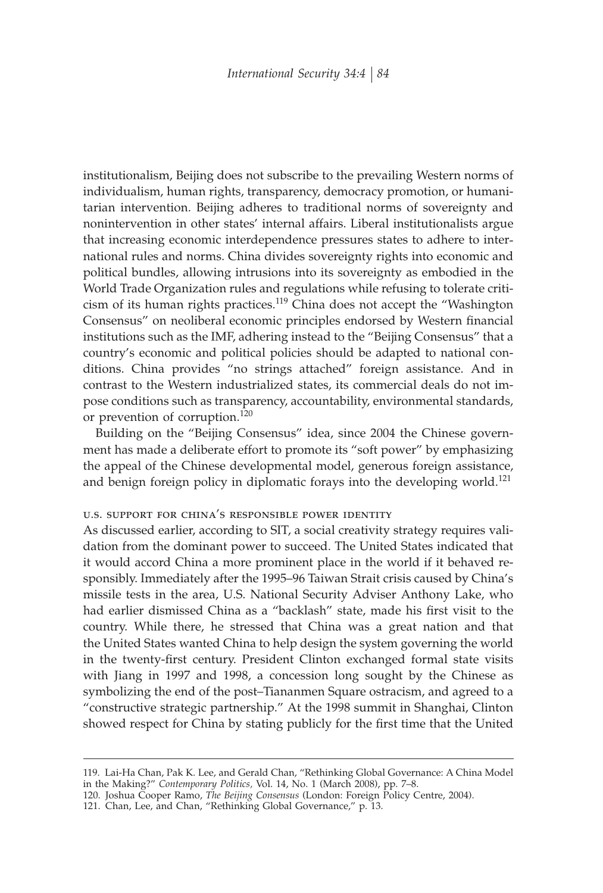institutionalism, Beijing does not subscribe to the prevailing Western norms of individualism, human rights, transparency, democracy promotion, or humanitarian intervention. Beijing adheres to traditional norms of sovereignty and nonintervention in other states' internal affairs. Liberal institutionalists argue that increasing economic interdependence pressures states to adhere to international rules and norms. China divides sovereignty rights into economic and political bundles, allowing intrusions into its sovereignty as embodied in the World Trade Organization rules and regulations while refusing to tolerate criticism of its human rights practices.[119] China does not accept the "Washington Consensus" on neoliberal economic principles endorsed by Western financial institutions such as the IMF, adhering instead to the "Beijing Consensus" that a country's economic and political policies should be adapted to national conditions. China provides "no strings attached" foreign assistance. And in contrast to the Western industrialized states, its commercial deals do not impose conditions such as transparency, accountability, environmental standards, or prevention of corruption.[120]

Building on the "Beijing Consensus" idea, since 2004 the Chinese government has made a deliberate effort to promote its "soft power" by emphasizing the appeal of the Chinese developmental model, generous foreign assistance, and benign foreign policy in diplomatic forays into the developing world.[121]

### U.S. SUPPORT FOR CHINA'S RESPONSIBLE POWER IDENTITY

As discussed earlier, according to SIT, a social creativity strategy requires validation from the dominant power to succeed. The United States indicated that it would accord China a more prominent place in the world if it behaved responsibly. Immediately after the 1995–96 Taiwan Strait crisis caused by China's missile tests in the area, U.S. National Security Adviser Anthony Lake, who had earlier dismissed China as a "backlash" state, made his first visit to the country. While there, he stressed that China was a great nation and that the United States wanted China to help design the system governing the world in the twenty-first century. President Clinton exchanged formal state visits with Jiang in 1997 and 1998, a concession long sought by the Chinese as symbolizing the end of the post–Tiananmen Square ostracism, and agreed to a "constructive strategic partnership." At the 1998 summit in Shanghai, Clinton showed respect for China by stating publicly for the first time that the United

---

119. Lai-Ha Chan, Pak K. Lee, and Gerald Chan, "Rethinking Global Governance: A China Model in the Making?" *Contemporary Politics*, Vol. 14, No. 1 (March 2008), pp. 7–8.

120. Joshua Cooper Ramo, *The Beijing Consensus* (London: Foreign Policy Centre, 2004).

121. Chan, Lee, and Chan, "Rethinking Global Governance," p. 13.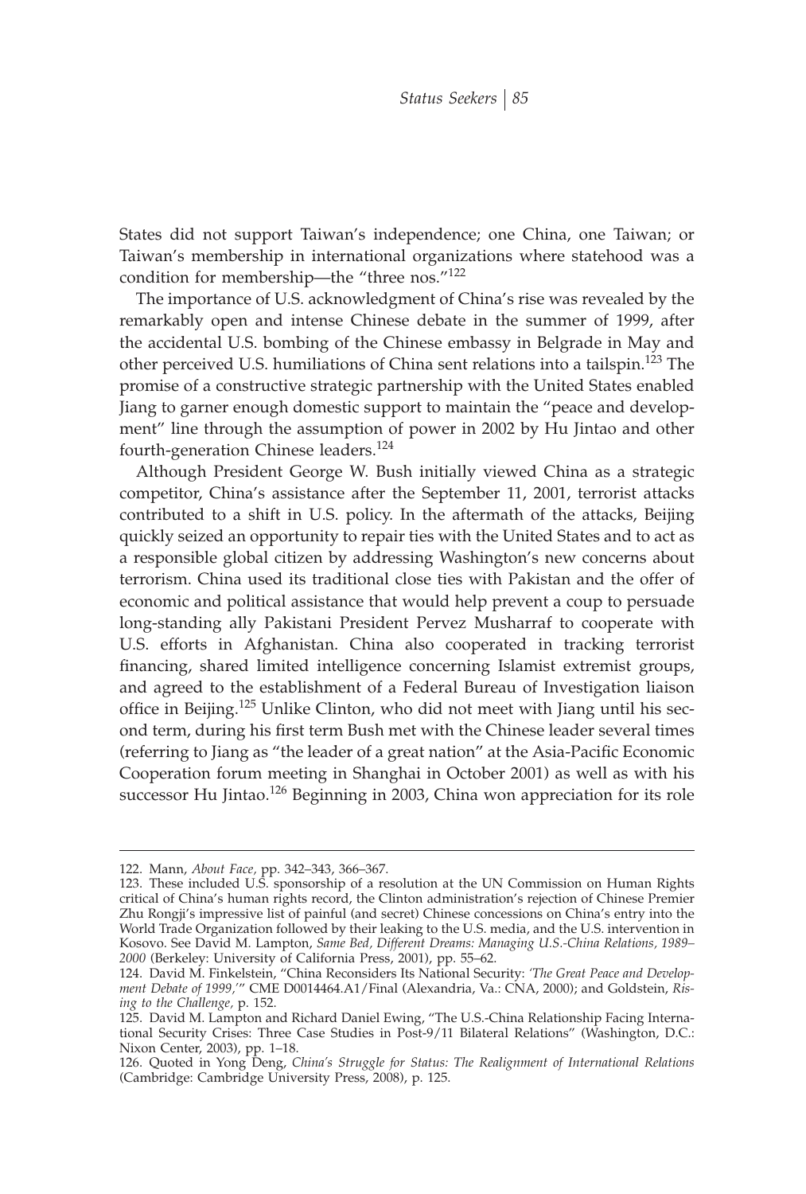States did not support Taiwan's independence; one China, one Taiwan; or Taiwan's membership in international organizations where statehood was a condition for membership—the "three nos."[122]

The importance of U.S. acknowledgment of China's rise was revealed by the remarkably open and intense Chinese debate in the summer of 1999, after the accidental U.S. bombing of the Chinese embassy in Belgrade in May and other perceived U.S. humiliations of China sent relations into a tailspin.[123] The promise of a constructive strategic partnership with the United States enabled Jiang to garner enough domestic support to maintain the "peace and development" line through the assumption of power in 2002 by Hu Jintao and other fourth-generation Chinese leaders.[124]

Although President George W. Bush initially viewed China as a strategic competitor, China's assistance after the September 11, 2001, terrorist attacks contributed to a shift in U.S. policy. In the aftermath of the attacks, Beijing quickly seized an opportunity to repair ties with the United States and to act as a responsible global citizen by addressing Washington's new concerns about terrorism. China used its traditional close ties with Pakistan and the offer of economic and political assistance that would help prevent a coup to persuade long-standing ally Pakistani President Pervez Musharraf to cooperate with U.S. efforts in Afghanistan. China also cooperated in tracking terrorist financing, shared limited intelligence concerning Islamist extremist groups, and agreed to the establishment of a Federal Bureau of Investigation liaison office in Beijing.[125] Unlike Clinton, who did not meet with Jiang until his second term, during his first term Bush met with the Chinese leader several times (referring to Jiang as "the leader of a great nation" at the Asia-Pacific Economic Cooperation forum meeting in Shanghai in October 2001) as well as with his successor Hu Jintao.[126] Beginning in 2003, China won appreciation for its role

---

122. Mann, *About Face*, pp. 342–343, 366–367.

123. These included U.S. sponsorship of a resolution at the UN Commission on Human Rights critical of China's human rights record, the Clinton administration's rejection of Chinese Premier Zhu Rongji's impressive list of painful (and secret) Chinese concessions on China's entry into the World Trade Organization followed by their leaking to the U.S. media, and the U.S. intervention in Kosovo. See David M. Lampton, *Same Bed, Different Dreams: Managing U.S.-China Relations, 1989–2000* (Berkeley: University of California Press, 2001), pp. 55–62.

124. David M. Finkelstein, "China Reconsiders Its National Security: *'The Great Peace and Development Debate of 1999,'*" CME D0014464.A1/Final (Alexandria, Va.: CNA, 2000); and Goldstein, *Rising to the Challenge*, p. 152.

125. David M. Lampton and Richard Daniel Ewing, "The U.S.-China Relationship Facing International Security Crises: Three Case Studies in Post-9/11 Bilateral Relations" (Washington, D.C.: Nixon Center, 2003), pp. 1–18.

126. Quoted in Yong Deng, *China's Struggle for Status: The Realignment of International Relations* (Cambridge: Cambridge University Press, 2008), p. 125.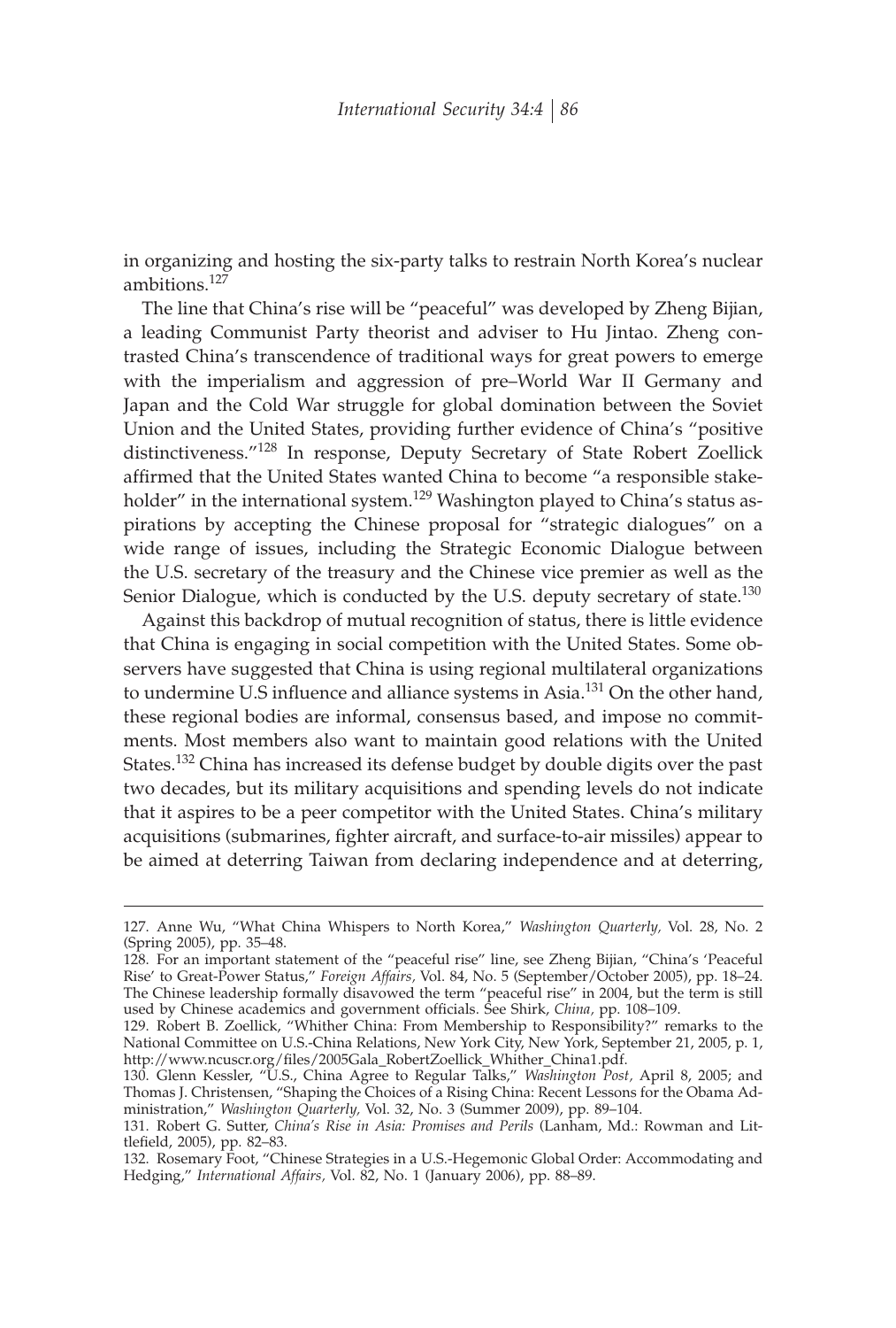in organizing and hosting the six-party talks to restrain North Korea's nuclear ambitions.[127]

The line that China's rise will be "peaceful" was developed by Zheng Bijian, a leading Communist Party theorist and adviser to Hu Jintao. Zheng contrasted China's transcendence of traditional ways for great powers to emerge with the imperialism and aggression of pre–World War II Germany and Japan and the Cold War struggle for global domination between the Soviet Union and the United States, providing further evidence of China's "positive distinctiveness."[128] In response, Deputy Secretary of State Robert Zoellick affirmed that the United States wanted China to become "a responsible stakeholder" in the international system.[129] Washington played to China's status aspirations by accepting the Chinese proposal for "strategic dialogues" on a wide range of issues, including the Strategic Economic Dialogue between the U.S. secretary of the treasury and the Chinese vice premier as well as the Senior Dialogue, which is conducted by the U.S. deputy secretary of state.[130]

Against this backdrop of mutual recognition of status, there is little evidence that China is engaging in social competition with the United States. Some observers have suggested that China is using regional multilateral organizations to undermine U.S influence and alliance systems in Asia.[131] On the other hand, these regional bodies are informal, consensus based, and impose no commitments. Most members also want to maintain good relations with the United States.[132] China has increased its defense budget by double digits over the past two decades, but its military acquisitions and spending levels do not indicate that it aspires to be a peer competitor with the United States. China's military acquisitions (submarines, fighter aircraft, and surface-to-air missiles) appear to be aimed at deterring Taiwan from declaring independence and at deterring,

127. Anne Wu, "What China Whispers to North Korea," *Washington Quarterly,* Vol. 28, No. 2 (Spring 2005), pp. 35–48.

128. For an important statement of the "peaceful rise" line, see Zheng Bijian, "China's 'Peaceful Rise' to Great-Power Status," *Foreign Affairs,* Vol. 84, No. 5 (September/October 2005), pp. 18–24. The Chinese leadership formally disavowed the term "peaceful rise" in 2004, but the term is still used by Chinese academics and government officials. See Shirk, *China,* pp. 108–109.

129. Robert B. Zoellick, "Whither China: From Membership to Responsibility?" remarks to the National Committee on U.S.-China Relations, New York City, New York, September 21, 2005, p. 1, http://www.ncuscr.org/files/2005Gala_RobertZoellick_Whither_China1.pdf.

130. Glenn Kessler, "U.S., China Agree to Regular Talks," *Washington Post,* April 8, 2005; and Thomas J. Christensen, "Shaping the Choices of a Rising China: Recent Lessons for the Obama Administration," *Washington Quarterly,* Vol. 32, No. 3 (Summer 2009), pp. 89–104.

131. Robert G. Sutter, *China's Rise in Asia: Promises and Perils* (Lanham, Md.: Rowman and Littlefield, 2005), pp. 82–83.

132. Rosemary Foot, "Chinese Strategies in a U.S.-Hegemonic Global Order: Accommodating and Hedging," *International Affairs,* Vol. 82, No. 1 (January 2006), pp. 88–89.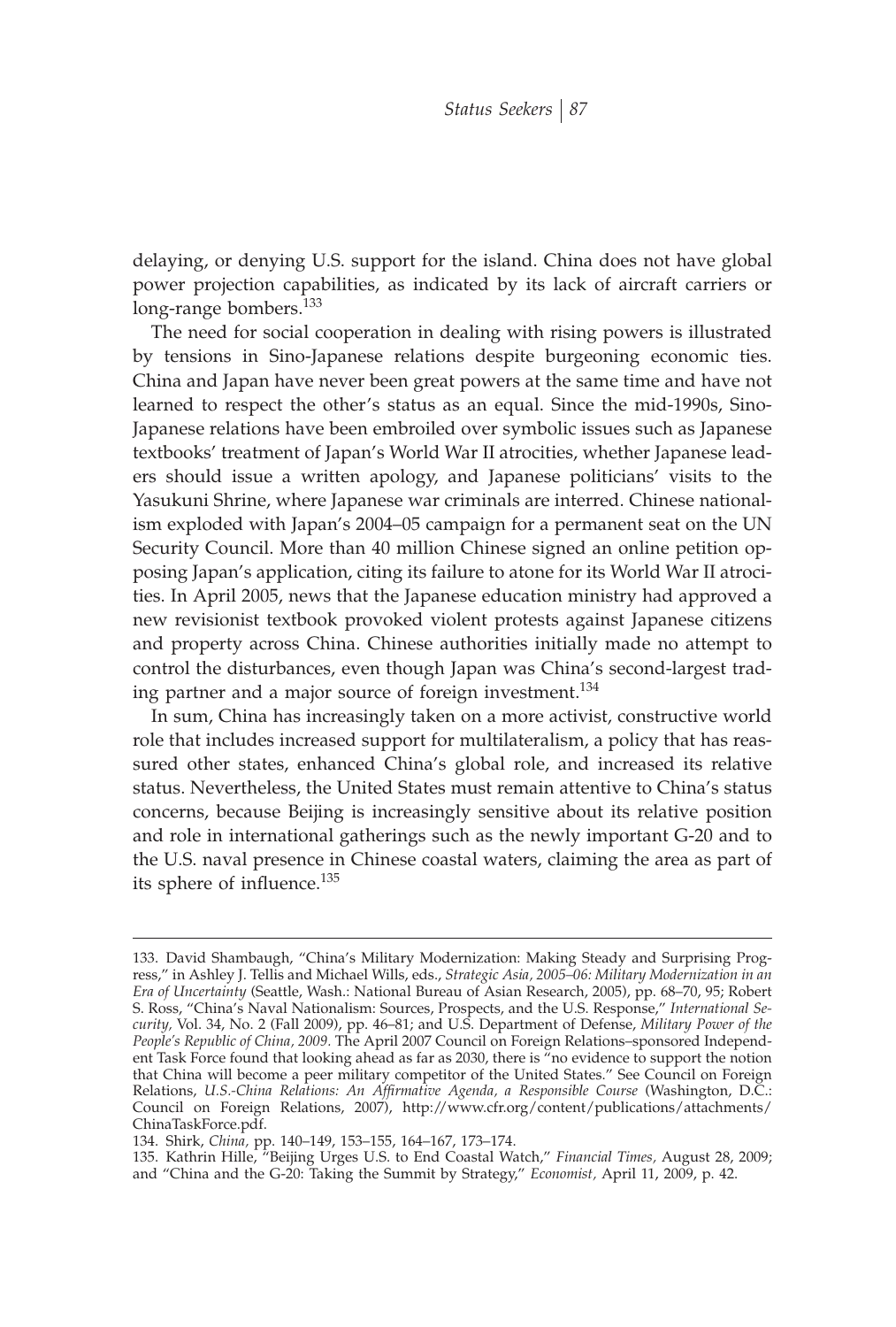delaying, or denying U.S. support for the island. China does not have global power projection capabilities, as indicated by its lack of aircraft carriers or long-range bombers.[133]

The need for social cooperation in dealing with rising powers is illustrated by tensions in Sino-Japanese relations despite burgeoning economic ties. China and Japan have never been great powers at the same time and have not learned to respect the other's status as an equal. Since the mid-1990s, Sino-Japanese relations have been embroiled over symbolic issues such as Japanese textbooks' treatment of Japan's World War II atrocities, whether Japanese leaders should issue a written apology, and Japanese politicians' visits to the Yasukuni Shrine, where Japanese war criminals are interred. Chinese nationalism exploded with Japan's 2004–05 campaign for a permanent seat on the UN Security Council. More than 40 million Chinese signed an online petition opposing Japan's application, citing its failure to atone for its World War II atrocities. In April 2005, news that the Japanese education ministry had approved a new revisionist textbook provoked violent protests against Japanese citizens and property across China. Chinese authorities initially made no attempt to control the disturbances, even though Japan was China's second-largest trading partner and a major source of foreign investment.[134]

In sum, China has increasingly taken on a more activist, constructive world role that includes increased support for multilateralism, a policy that has reassured other states, enhanced China's global role, and increased its relative status. Nevertheless, the United States must remain attentive to China's status concerns, because Beijing is increasingly sensitive about its relative position and role in international gatherings such as the newly important G-20 and to the U.S. naval presence in Chinese coastal waters, claiming the area as part of its sphere of influence.[135]

---

133. David Shambaugh, "China's Military Modernization: Making Steady and Surprising Progress," in Ashley J. Tellis and Michael Wills, eds., *Strategic Asia, 2005–06: Military Modernization in an Era of Uncertainty* (Seattle, Wash.: National Bureau of Asian Research, 2005), pp. 68–70, 95; Robert S. Ross, "China's Naval Nationalism: Sources, Prospects, and the U.S. Response," *International Security,* Vol. 34, No. 2 (Fall 2009), pp. 46–81; and U.S. Department of Defense, *Military Power of the People's Republic of China, 2009.* The April 2007 Council on Foreign Relations–sponsored Independent Task Force found that looking ahead as far as 2030, there is "no evidence to support the notion that China will become a peer military competitor of the United States." See Council on Foreign Relations, *U.S.-China Relations: An Affirmative Agenda, a Responsible Course* (Washington, D.C.: Council on Foreign Relations, 2007), http://www.cfr.org/content/publications/attachments/ChinaTaskForce.pdf.

134. Shirk, *China,* pp. 140–149, 153–155, 164–167, 173–174.

135. Kathrin Hille, "Beijing Urges U.S. to End Coastal Watch," *Financial Times,* August 28, 2009; and "China and the G-20: Taking the Summit by Strategy," *Economist,* April 11, 2009, p. 42.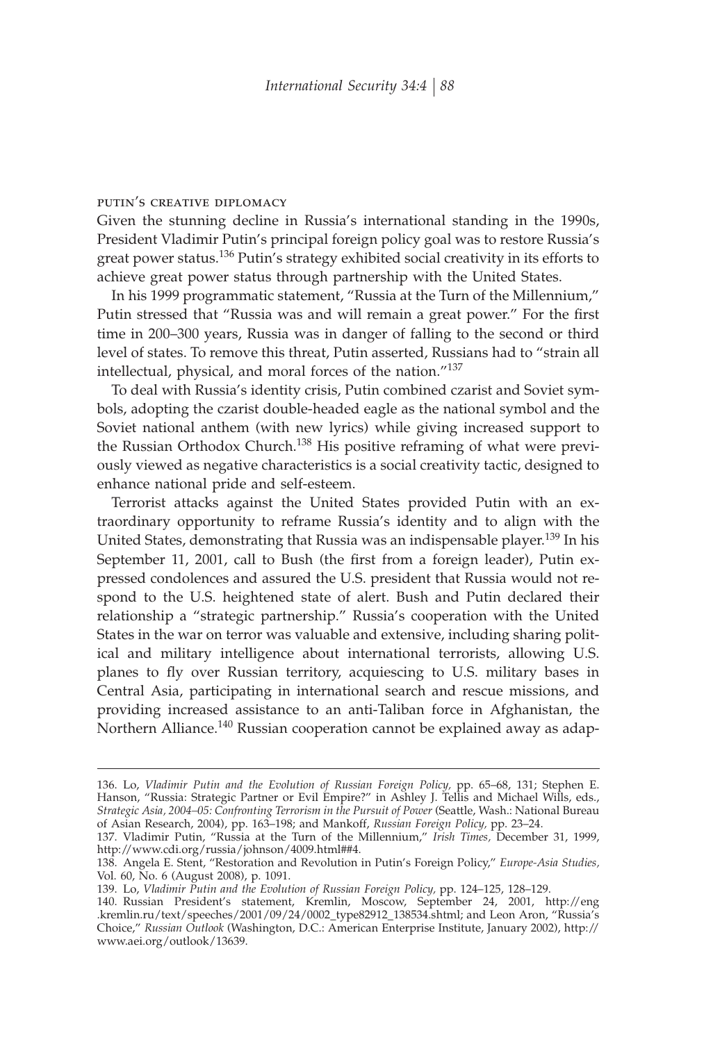### putin's creative diplomacy

Given the stunning decline in Russia's international standing in the 1990s, President Vladimir Putin's principal foreign policy goal was to restore Russia's great power status.[136] Putin's strategy exhibited social creativity in its efforts to achieve great power status through partnership with the United States.

In his 1999 programmatic statement, "Russia at the Turn of the Millennium," Putin stressed that "Russia was and will remain a great power." For the first time in 200–300 years, Russia was in danger of falling to the second or third level of states. To remove this threat, Putin asserted, Russians had to "strain all intellectual, physical, and moral forces of the nation."[137]

To deal with Russia's identity crisis, Putin combined czarist and Soviet symbols, adopting the czarist double-headed eagle as the national symbol and the Soviet national anthem (with new lyrics) while giving increased support to the Russian Orthodox Church.[138] His positive reframing of what were previously viewed as negative characteristics is a social creativity tactic, designed to enhance national pride and self-esteem.

Terrorist attacks against the United States provided Putin with an extraordinary opportunity to reframe Russia's identity and to align with the United States, demonstrating that Russia was an indispensable player.[139] In his September 11, 2001, call to Bush (the first from a foreign leader), Putin expressed condolences and assured the U.S. president that Russia would not respond to the U.S. heightened state of alert. Bush and Putin declared their relationship a "strategic partnership." Russia's cooperation with the United States in the war on terror was valuable and extensive, including sharing political and military intelligence about international terrorists, allowing U.S. planes to fly over Russian territory, acquiescing to U.S. military bases in Central Asia, participating in international search and rescue missions, and providing increased assistance to an anti-Taliban force in Afghanistan, the Northern Alliance.[140] Russian cooperation cannot be explained away as adap-

---

136. Lo, *Vladimir Putin and the Evolution of Russian Foreign Policy,* pp. 65–68, 131; Stephen E. Hanson, "Russia: Strategic Partner or Evil Empire?" in Ashley J. Tellis and Michael Wills, eds., *Strategic Asia, 2004–05: Confronting Terrorism in the Pursuit of Power* (Seattle, Wash.: National Bureau of Asian Research, 2004), pp. 163–198; and Mankoff, *Russian Foreign Policy,* pp. 23–24.

137. Vladimir Putin, "Russia at the Turn of the Millennium," *Irish Times,* December 31, 1999, http://www.cdi.org/russia/johnson/4009.html##4.

138. Angela E. Stent, "Restoration and Revolution in Putin's Foreign Policy," *Europe-Asia Studies,* Vol. 60, No. 6 (August 2008), p. 1091.

139. Lo, *Vladimir Putin and the Evolution of Russian Foreign Policy,* pp. 124–125, 128–129.

140. Russian President's statement, Kremlin, Moscow, September 24, 2001, http://eng.kremlin.ru/text/speeches/2001/09/24/0002_type82912_138534.shtml; and Leon Aron, "Russia's Choice," *Russian Outlook* (Washington, D.C.: American Enterprise Institute, January 2002), http://www.aei.org/outlook/13639.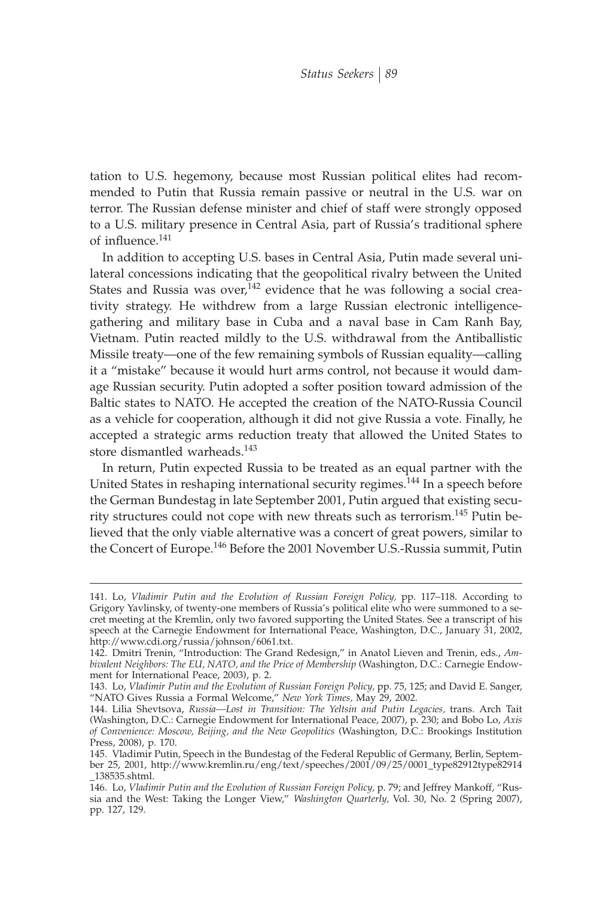tation to U.S. hegemony, because most Russian political elites had recommended to Putin that Russia remain passive or neutral in the U.S. war on terror. The Russian defense minister and chief of staff were strongly opposed to a U.S. military presence in Central Asia, part of Russia's traditional sphere of influence.[141]

In addition to accepting U.S. bases in Central Asia, Putin made several unilateral concessions indicating that the geopolitical rivalry between the United States and Russia was over,[142] evidence that he was following a social creativity strategy. He withdrew from a large Russian electronic intelligence-gathering and military base in Cuba and a naval base in Cam Ranh Bay, Vietnam. Putin reacted mildly to the U.S. withdrawal from the Antiballistic Missile treaty—one of the few remaining symbols of Russian equality—calling it a "mistake" because it would hurt arms control, not because it would damage Russian security. Putin adopted a softer position toward admission of the Baltic states to NATO. He accepted the creation of the NATO-Russia Council as a vehicle for cooperation, although it did not give Russia a vote. Finally, he accepted a strategic arms reduction treaty that allowed the United States to store dismantled warheads.[143]

In return, Putin expected Russia to be treated as an equal partner with the United States in reshaping international security regimes.[144] In a speech before the German Bundestag in late September 2001, Putin argued that existing security structures could not cope with new threats such as terrorism.[145] Putin believed that the only viable alternative was a concert of great powers, similar to the Concert of Europe.[146] Before the 2001 November U.S.-Russia summit, Putin

---

141. Lo, *Vladimir Putin and the Evolution of Russian Foreign Policy,* pp. 117–118. According to Grigory Yavlinsky, of twenty-one members of Russia's political elite who were summoned to a secret meeting at the Kremlin, only two favored supporting the United States. See a transcript of his speech at the Carnegie Endowment for International Peace, Washington, D.C., January 31, 2002, http://www.cdi.org/russia/johnson/6061.txt.

142. Dmitri Trenin, "Introduction: The Grand Redesign," in Anatol Lieven and Trenin, eds., *Ambivalent Neighbors: The EU, NATO, and the Price of Membership* (Washington, D.C.: Carnegie Endowment for International Peace, 2003), p. 2.

143. Lo, *Vladimir Putin and the Evolution of Russian Foreign Policy,* pp. 75, 125; and David E. Sanger, "NATO Gives Russia a Formal Welcome," *New York Times,* May 29, 2002.

144. Lilia Shevtsova, *Russia—Lost in Transition: The Yeltsin and Putin Legacies,* trans. Arch Tait (Washington, D.C.: Carnegie Endowment for International Peace, 2007), p. 230; and Bobo Lo, *Axis of Convenience: Moscow, Beijing, and the New Geopolitics* (Washington, D.C.: Brookings Institution Press, 2008), p. 170.

145. Vladimir Putin, Speech in the Bundestag of the Federal Republic of Germany, Berlin, September 25, 2001, http://www.kremlin.ru/eng/text/speeches/2001/09/25/0001_type82912type82914_138535.shtml.

146. Lo, *Vladimir Putin and the Evolution of Russian Foreign Policy,* p. 79; and Jeffrey Mankoff, "Russia and the West: Taking the Longer View," *Washington Quarterly,* Vol. 30, No. 2 (Spring 2007), pp. 127, 129.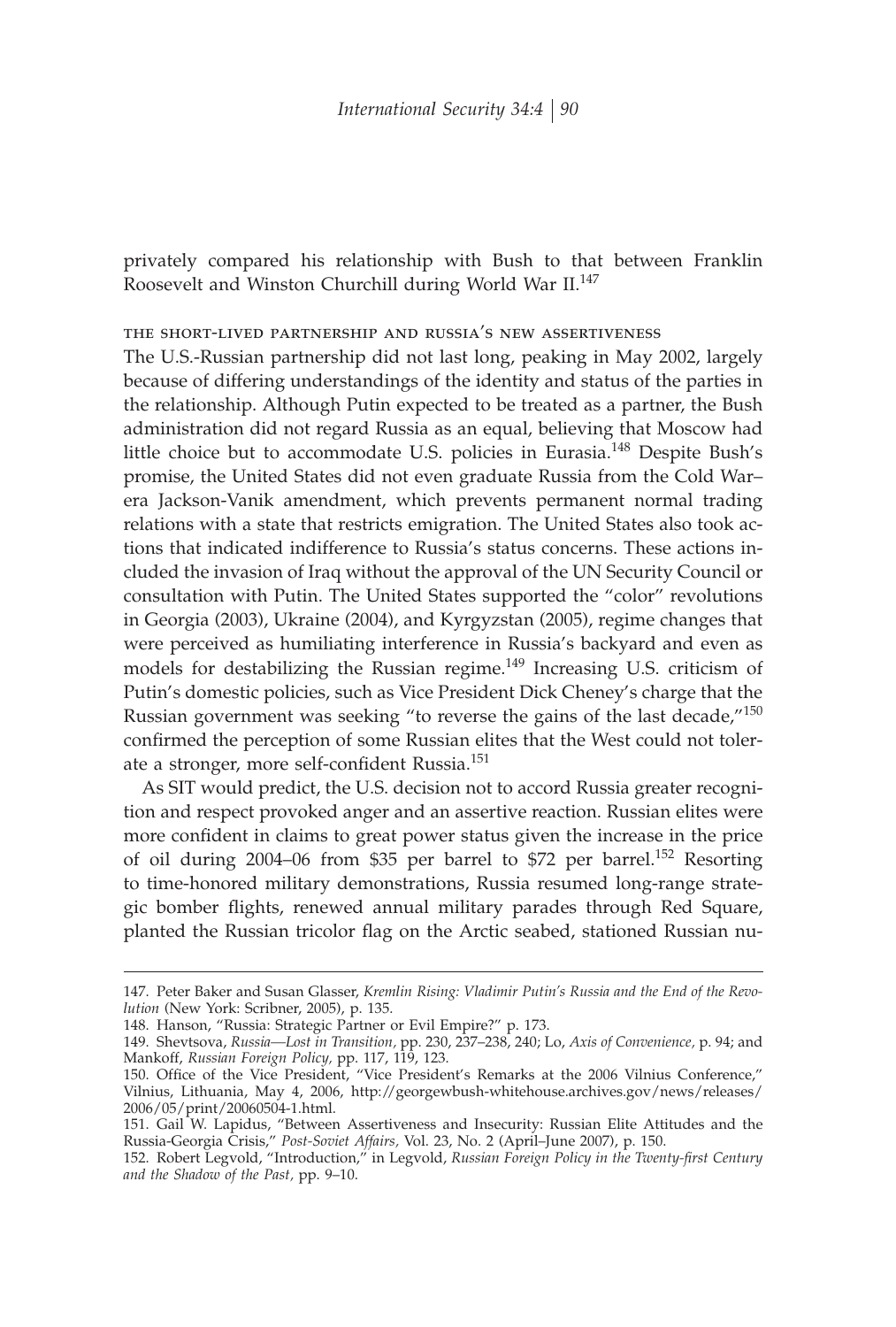privately compared his relationship with Bush to that between Franklin Roosevelt and Winston Churchill during World War II.[147]

### the short-lived partnership and russia's new assertiveness

The U.S.-Russian partnership did not last long, peaking in May 2002, largely because of differing understandings of the identity and status of the parties in the relationship. Although Putin expected to be treated as a partner, the Bush administration did not regard Russia as an equal, believing that Moscow had little choice but to accommodate U.S. policies in Eurasia.[148] Despite Bush's promise, the United States did not even graduate Russia from the Cold War–era Jackson-Vanik amendment, which prevents permanent normal trading relations with a state that restricts emigration. The United States also took actions that indicated indifference to Russia's status concerns. These actions included the invasion of Iraq without the approval of the UN Security Council or consultation with Putin. The United States supported the "color" revolutions in Georgia (2003), Ukraine (2004), and Kyrgyzstan (2005), regime changes that were perceived as humiliating interference in Russia's backyard and even as models for destabilizing the Russian regime.[149] Increasing U.S. criticism of Putin's domestic policies, such as Vice President Dick Cheney's charge that the Russian government was seeking "to reverse the gains of the last decade,"[150] confirmed the perception of some Russian elites that the West could not tolerate a stronger, more self-confident Russia.[151]

As SIT would predict, the U.S. decision not to accord Russia greater recognition and respect provoked anger and an assertive reaction. Russian elites were more confident in claims to great power status given the increase in the price of oil during 2004–06 from $35 per barrel to $72 per barrel.[152] Resorting to time-honored military demonstrations, Russia resumed long-range strategic bomber flights, renewed annual military parades through Red Square, planted the Russian tricolor flag on the Arctic seabed, stationed Russian nu-

147. Peter Baker and Susan Glasser, *Kremlin Rising: Vladimir Putin's Russia and the End of the Revolution* (New York: Scribner, 2005), p. 135.

148. Hanson, "Russia: Strategic Partner or Evil Empire?" p. 173.

149. Shevtsova, *Russia—Lost in Transition,* pp. 230, 237–238, 240; Lo, *Axis of Convenience,* p. 94; and Mankoff, *Russian Foreign Policy,* pp. 117, 119, 123.

150. Office of the Vice President, "Vice President's Remarks at the 2006 Vilnius Conference," Vilnius, Lithuania, May 4, 2006, http://georgewbush-whitehouse.archives.gov/news/releases/2006/05/print/20060504-1.html.

151. Gail W. Lapidus, "Between Assertiveness and Insecurity: Russian Elite Attitudes and the Russia-Georgia Crisis," *Post-Soviet Affairs,* Vol. 23, No. 2 (April–June 2007), p. 150.

152. Robert Legvold, "Introduction," in Legvold, *Russian Foreign Policy in the Twenty-first Century and the Shadow of the Past,* pp. 9–10.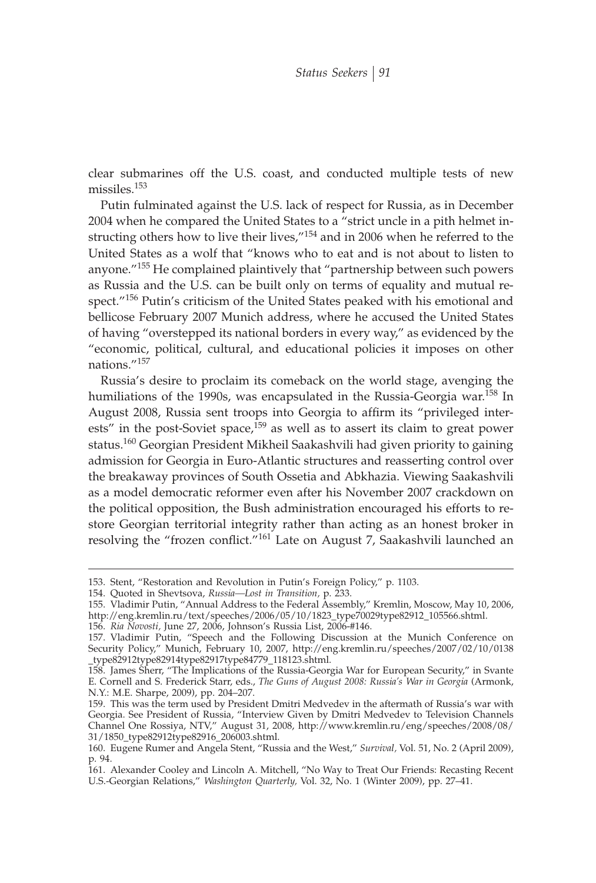clear submarines off the U.S. coast, and conducted multiple tests of new missiles.[153]

Putin fulminated against the U.S. lack of respect for Russia, as in December 2004 when he compared the United States to a "strict uncle in a pith helmet instructing others how to live their lives,"[154] and in 2006 when he referred to the United States as a wolf that "knows who to eat and is not about to listen to anyone."[155] He complained plaintively that "partnership between such powers as Russia and the U.S. can be built only on terms of equality and mutual respect."[156] Putin's criticism of the United States peaked with his emotional and bellicose February 2007 Munich address, where he accused the United States of having "overstepped its national borders in every way," as evidenced by the "economic, political, cultural, and educational policies it imposes on other nations."[157]

Russia's desire to proclaim its comeback on the world stage, avenging the humiliations of the 1990s, was encapsulated in the Russia-Georgia war.[158] In August 2008, Russia sent troops into Georgia to affirm its "privileged interests" in the post-Soviet space,[159] as well as to assert its claim to great power status.[160] Georgian President Mikheil Saakashvili had given priority to gaining admission for Georgia in Euro-Atlantic structures and reasserting control over the breakaway provinces of South Ossetia and Abkhazia. Viewing Saakashvili as a model democratic reformer even after his November 2007 crackdown on the political opposition, the Bush administration encouraged his efforts to restore Georgian territorial integrity rather than acting as an honest broker in resolving the "frozen conflict."[161] Late on August 7, Saakashvili launched an

---

153. Stent, "Restoration and Revolution in Putin's Foreign Policy," p. 1103.

154. Quoted in Shevtsova, *Russia—Lost in Transition,* p. 233.

155. Vladimir Putin, "Annual Address to the Federal Assembly," Kremlin, Moscow, May 10, 2006, http://eng.kremlin.ru/text/speeches/2006/05/10/1823_type70029type82912_105566.shtml.

156. *Ria Novosti,* June 27, 2006, Johnson's Russia List, 2006-#146.

157. Vladimir Putin, "Speech and the Following Discussion at the Munich Conference on Security Policy," Munich, February 10, 2007, http://eng.kremlin.ru/speeches/2007/02/10/0138_type82912type82914type82917type84779_118123.shtml.

158. James Sherr, "The Implications of the Russia-Georgia War for European Security," in Svante E. Cornell and S. Frederick Starr, eds., *The Guns of August 2008: Russia's War in Georgia* (Armonk, N.Y.: M.E. Sharpe, 2009), pp. 204–207.

159. This was the term used by President Dmitri Medvedev in the aftermath of Russia's war with Georgia. See President of Russia, "Interview Given by Dmitri Medvedev to Television Channels Channel One Rossiya, NTV," August 31, 2008, http://www.kremlin.ru/eng/speeches/2008/08/31/1850_type82912type82916_206003.shtml.

160. Eugene Rumer and Angela Stent, "Russia and the West," *Survival,* Vol. 51, No. 2 (April 2009), p. 94.

161. Alexander Cooley and Lincoln A. Mitchell, "No Way to Treat Our Friends: Recasting Recent U.S.-Georgian Relations," *Washington Quarterly,* Vol. 32, No. 1 (Winter 2009), pp. 27–41.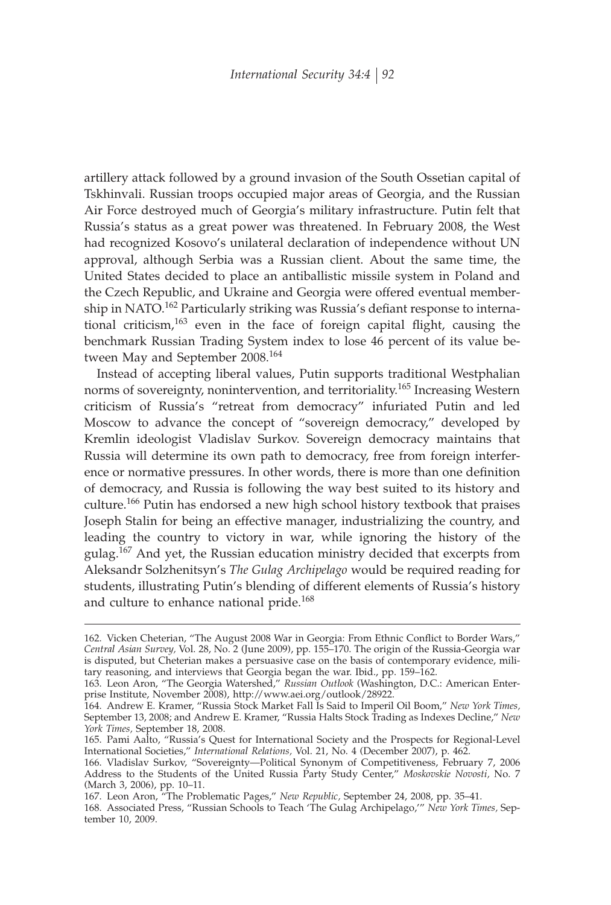artillery attack followed by a ground invasion of the South Ossetian capital of Tskhinvali. Russian troops occupied major areas of Georgia, and the Russian Air Force destroyed much of Georgia's military infrastructure. Putin felt that Russia's status as a great power was threatened. In February 2008, the West had recognized Kosovo's unilateral declaration of independence without UN approval, although Serbia was a Russian client. About the same time, the United States decided to place an antiballistic missile system in Poland and the Czech Republic, and Ukraine and Georgia were offered eventual membership in NATO.[162] Particularly striking was Russia's defiant response to international criticism,[163] even in the face of foreign capital flight, causing the benchmark Russian Trading System index to lose 46 percent of its value between May and September 2008.[164]

Instead of accepting liberal values, Putin supports traditional Westphalian norms of sovereignty, nonintervention, and territoriality.[165] Increasing Western criticism of Russia's "retreat from democracy" infuriated Putin and led Moscow to advance the concept of "sovereign democracy," developed by Kremlin ideologist Vladislav Surkov. Sovereign democracy maintains that Russia will determine its own path to democracy, free from foreign interference or normative pressures. In other words, there is more than one definition of democracy, and Russia is following the way best suited to its history and culture.[166] Putin has endorsed a new high school history textbook that praises Joseph Stalin for being an effective manager, industrializing the country, and leading the country to victory in war, while ignoring the history of the gulag.[167] And yet, the Russian education ministry decided that excerpts from Aleksandr Solzhenitsyn's *The Gulag Archipelago* would be required reading for students, illustrating Putin's blending of different elements of Russia's history and culture to enhance national pride.[168]

---

162. Vicken Cheterian, "The August 2008 War in Georgia: From Ethnic Conflict to Border Wars," *Central Asian Survey,* Vol. 28, No. 2 (June 2009), pp. 155–170. The origin of the Russia-Georgia war is disputed, but Cheterian makes a persuasive case on the basis of contemporary evidence, military reasoning, and interviews that Georgia began the war. Ibid., pp. 159–162.

163. Leon Aron, "The Georgia Watershed," *Russian Outlook* (Washington, D.C.: American Enterprise Institute, November 2008), http://www.aei.org/outlook/28922.

164. Andrew E. Kramer, "Russia Stock Market Fall Is Said to Imperil Oil Boom," *New York Times,* September 13, 2008; and Andrew E. Kramer, "Russia Halts Stock Trading as Indexes Decline," *New York Times,* September 18, 2008.

165. Pami Aalto, "Russia's Quest for International Society and the Prospects for Regional-Level International Societies," *International Relations,* Vol. 21, No. 4 (December 2007), p. 462.

166. Vladislav Surkov, "Sovereignty—Political Synonym of Competitiveness, February 7, 2006 Address to the Students of the United Russia Party Study Center," *Moskovskie Novosti,* No. 7 (March 3, 2006), pp. 10–11.

167. Leon Aron, "The Problematic Pages," *New Republic,* September 24, 2008, pp. 35–41.

168. Associated Press, "Russian Schools to Teach 'The Gulag Archipelago,'" *New York Times,* September 10, 2009.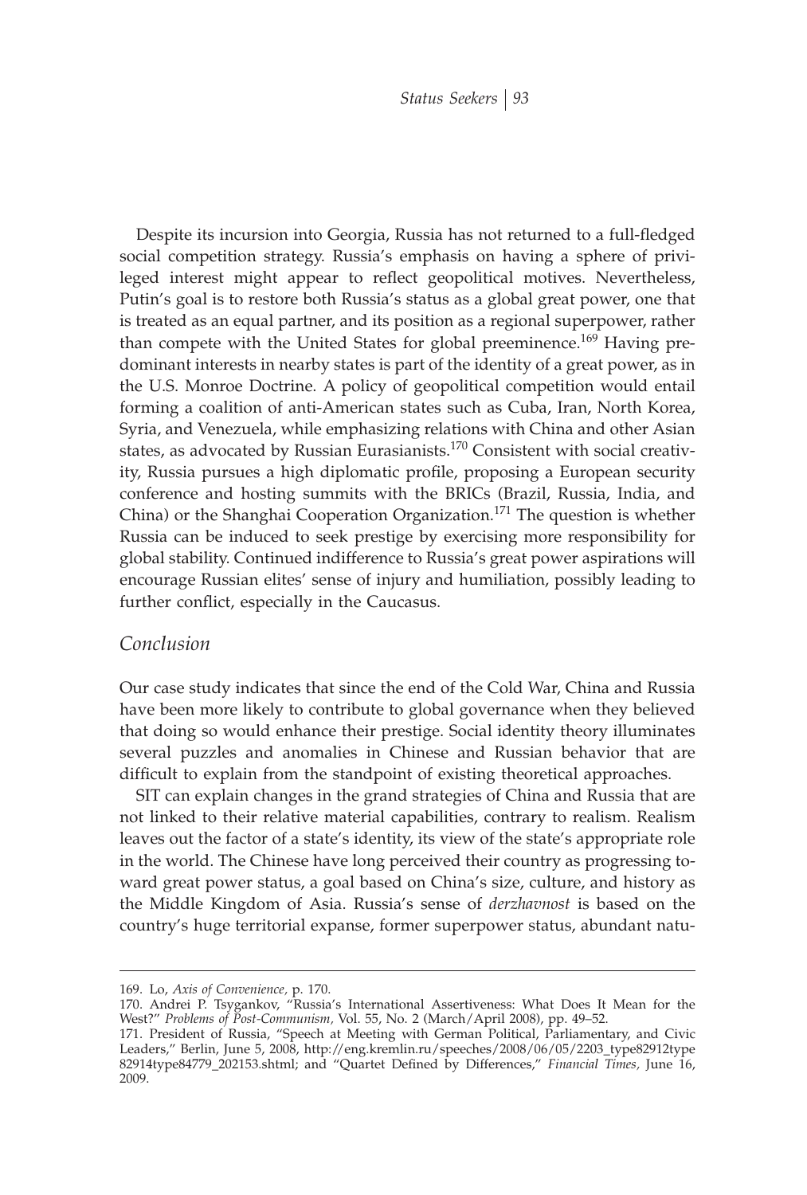Despite its incursion into Georgia, Russia has not returned to a full-fledged social competition strategy. Russia's emphasis on having a sphere of privileged interest might appear to reflect geopolitical motives. Nevertheless, Putin's goal is to restore both Russia's status as a global great power, one that is treated as an equal partner, and its position as a regional superpower, rather than compete with the United States for global preeminence.[169] Having predominant interests in nearby states is part of the identity of a great power, as in the U.S. Monroe Doctrine. A policy of geopolitical competition would entail forming a coalition of anti-American states such as Cuba, Iran, North Korea, Syria, and Venezuela, while emphasizing relations with China and other Asian states, as advocated by Russian Eurasianists.[170] Consistent with social creativity, Russia pursues a high diplomatic profile, proposing a European security conference and hosting summits with the BRICs (Brazil, Russia, India, and China) or the Shanghai Cooperation Organization.[171] The question is whether Russia can be induced to seek prestige by exercising more responsibility for global stability. Continued indifference to Russia's great power aspirations will encourage Russian elites' sense of injury and humiliation, possibly leading to further conflict, especially in the Caucasus.

## *Conclusion*

Our case study indicates that since the end of the Cold War, China and Russia have been more likely to contribute to global governance when they believed that doing so would enhance their prestige. Social identity theory illuminates several puzzles and anomalies in Chinese and Russian behavior that are difficult to explain from the standpoint of existing theoretical approaches.

SIT can explain changes in the grand strategies of China and Russia that are not linked to their relative material capabilities, contrary to realism. Realism leaves out the factor of a state's identity, its view of the state's appropriate role in the world. The Chinese have long perceived their country as progressing toward great power status, a goal based on China's size, culture, and history as the Middle Kingdom of Asia. Russia's sense of *derzhavnost* is based on the country's huge territorial expanse, former superpower status, abundant natu-

---

169. Lo, *Axis of Convenience,* p. 170.

170. Andrei P. Tsygankov, "Russia's International Assertiveness: What Does It Mean for the West?" *Problems of Post-Communism,* Vol. 55, No. 2 (March/April 2008), pp. 49–52.

171. President of Russia, "Speech at Meeting with German Political, Parliamentary, and Civic Leaders," Berlin, June 5, 2008, http://eng.kremlin.ru/speeches/2008/06/05/2203_type82912type82914type84779_202153.shtml; and "Quartet Defined by Differences," *Financial Times,* June 16, 2009.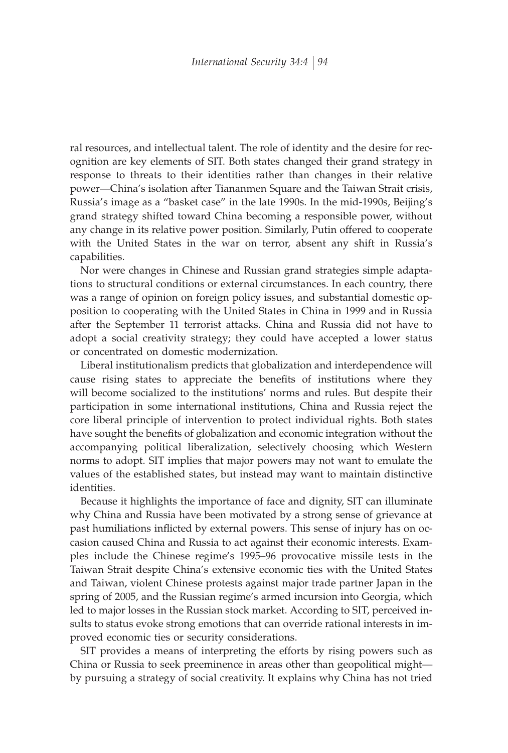ral resources, and intellectual talent. The role of identity and the desire for recognition are key elements of SIT. Both states changed their grand strategy in response to threats to their identities rather than changes in their relative power—China's isolation after Tiananmen Square and the Taiwan Strait crisis, Russia's image as a "basket case" in the late 1990s. In the mid-1990s, Beijing's grand strategy shifted toward China becoming a responsible power, without any change in its relative power position. Similarly, Putin offered to cooperate with the United States in the war on terror, absent any shift in Russia's capabilities.

Nor were changes in Chinese and Russian grand strategies simple adaptations to structural conditions or external circumstances. In each country, there was a range of opinion on foreign policy issues, and substantial domestic opposition to cooperating with the United States in China in 1999 and in Russia after the September 11 terrorist attacks. China and Russia did not have to adopt a social creativity strategy; they could have accepted a lower status or concentrated on domestic modernization.

Liberal institutionalism predicts that globalization and interdependence will cause rising states to appreciate the benefits of institutions where they will become socialized to the institutions' norms and rules. But despite their participation in some international institutions, China and Russia reject the core liberal principle of intervention to protect individual rights. Both states have sought the benefits of globalization and economic integration without the accompanying political liberalization, selectively choosing which Western norms to adopt. SIT implies that major powers may not want to emulate the values of the established states, but instead may want to maintain distinctive identities.

Because it highlights the importance of face and dignity, SIT can illuminate why China and Russia have been motivated by a strong sense of grievance at past humiliations inflicted by external powers. This sense of injury has on occasion caused China and Russia to act against their economic interests. Examples include the Chinese regime's 1995–96 provocative missile tests in the Taiwan Strait despite China's extensive economic ties with the United States and Taiwan, violent Chinese protests against major trade partner Japan in the spring of 2005, and the Russian regime's armed incursion into Georgia, which led to major losses in the Russian stock market. According to SIT, perceived insults to status evoke strong emotions that can override rational interests in improved economic ties or security considerations.

SIT provides a means of interpreting the efforts by rising powers such as China or Russia to seek preeminence in areas other than geopolitical might—by pursuing a strategy of social creativity. It explains why China has not tried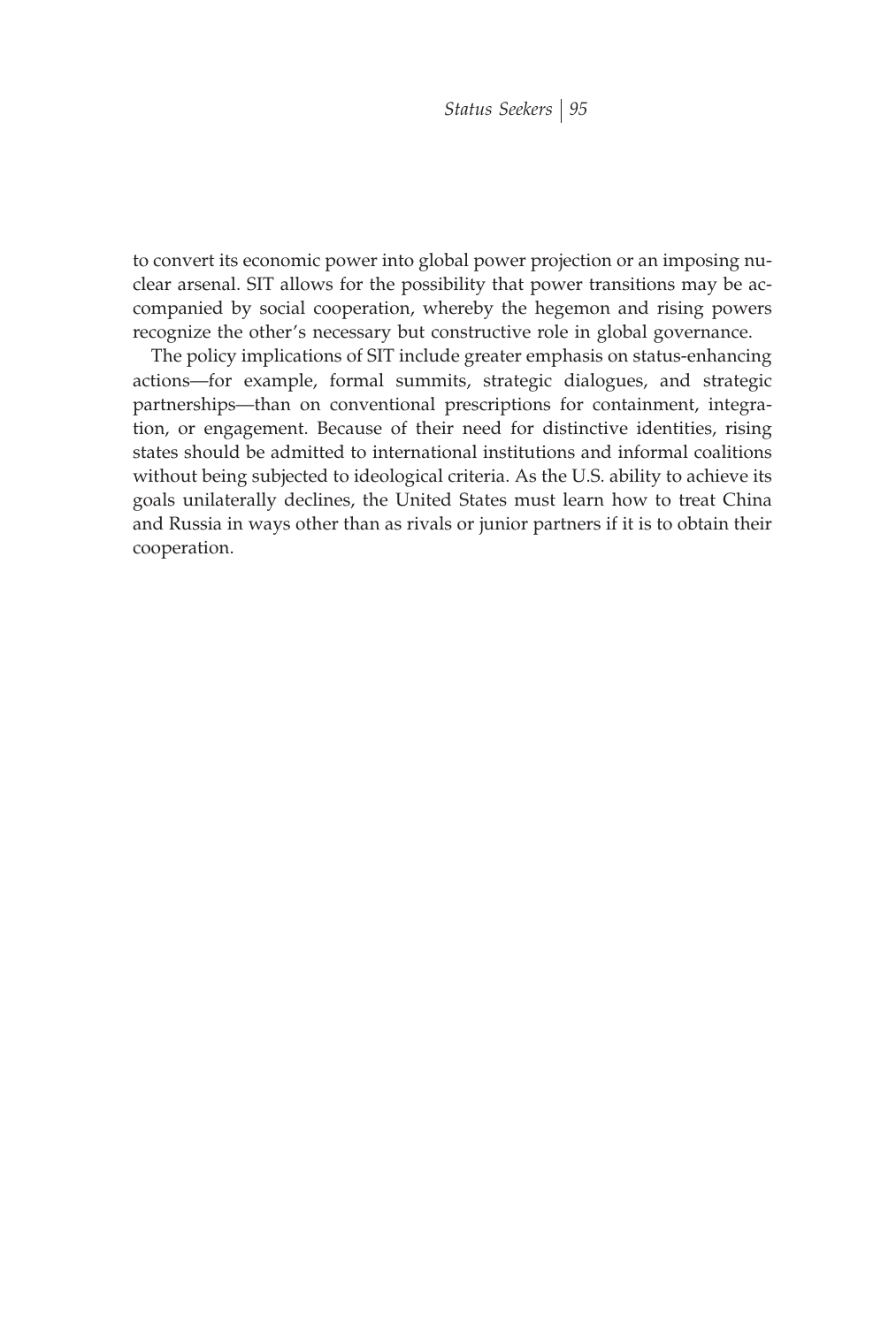to convert its economic power into global power projection or an imposing nuclear arsenal. SIT allows for the possibility that power transitions may be accompanied by social cooperation, whereby the hegemon and rising powers recognize the other's necessary but constructive role in global governance.

The policy implications of SIT include greater emphasis on status-enhancing actions—for example, formal summits, strategic dialogues, and strategic partnerships—than on conventional prescriptions for containment, integration, or engagement. Because of their need for distinctive identities, rising states should be admitted to international institutions and informal coalitions without being subjected to ideological criteria. As the U.S. ability to achieve its goals unilaterally declines, the United States must learn how to treat China and Russia in ways other than as rivals or junior partners if it is to obtain their cooperation.